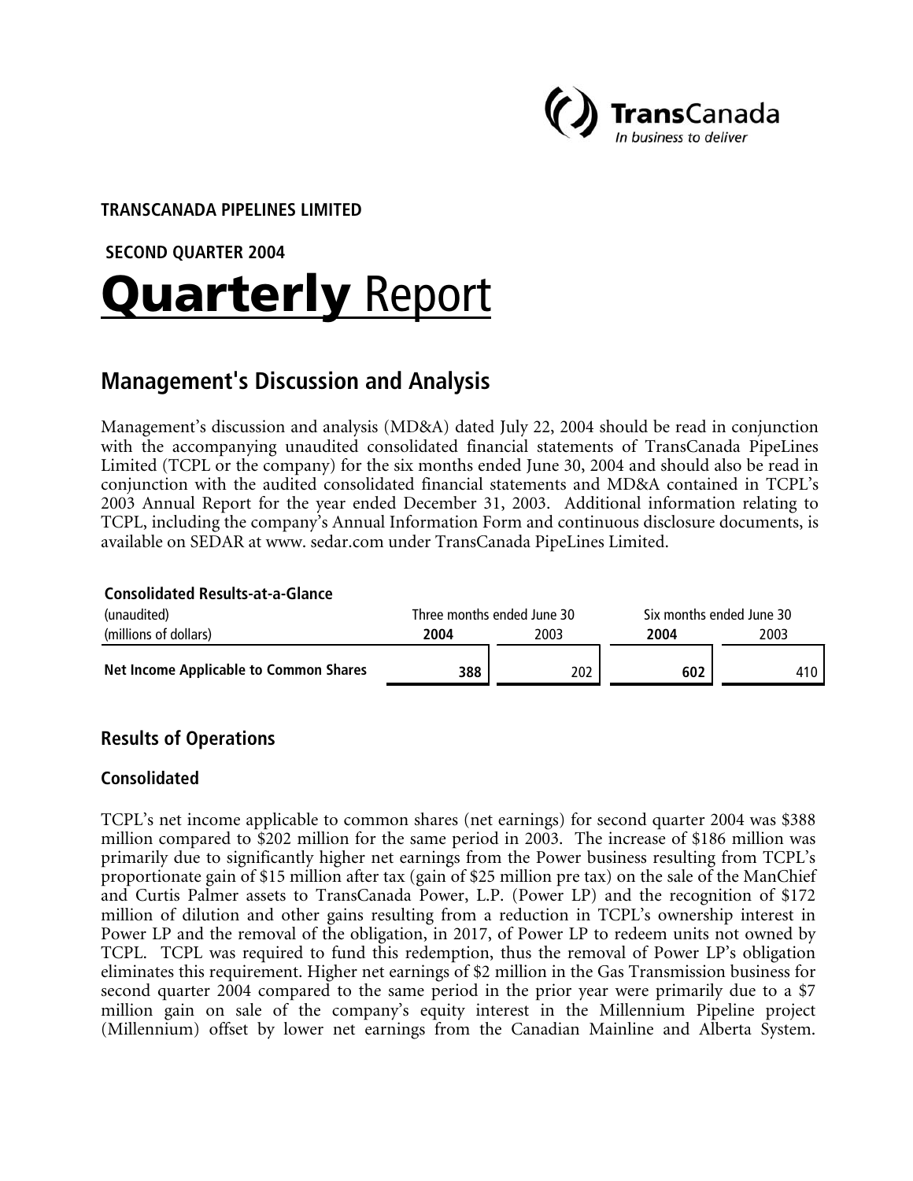TransCanada
*In business to deliver*

**TRANSCANADA PIPELINES LIMITED**

**SECOND QUARTER 2004**

# Quarterly Report

## Management's Discussion and Analysis

Management's discussion and analysis (MD&A) dated July 22, 2004 should be read in conjunction with the accompanying unaudited consolidated financial statements of TransCanada PipeLines Limited (TCPL or the company) for the six months ended June 30, 2004 and should also be read in conjunction with the audited consolidated financial statements and MD&A contained in TCPL's 2003 Annual Report for the year ended December 31, 2003. Additional information relating to TCPL, including the company's Annual Information Form and continuous disclosure documents, is available on SEDAR at www. sedar.com under TransCanada PipeLines Limited.

**Consolidated Results-at-a-Glance**

| (unaudited) | Three months ended June 30 | | Six months ended June 30 | |
|---|---|---|---|---|
| (millions of dollars) | **2004** | 2003 | **2004** | 2003 |
| **Net Income Applicable to Common Shares** | **388** | 202 | **602** | 410 |

## Results of Operations

### Consolidated

TCPL's net income applicable to common shares (net earnings) for second quarter 2004 was $388 million compared to $202 million for the same period in 2003. The increase of $186 million was primarily due to significantly higher net earnings from the Power business resulting from TCPL's proportionate gain of $15 million after tax (gain of $25 million pre tax) on the sale of the ManChief and Curtis Palmer assets to TransCanada Power, L.P. (Power LP) and the recognition of $172 million of dilution and other gains resulting from a reduction in TCPL's ownership interest in Power LP and the removal of the obligation, in 2017, of Power LP to redeem units not owned by TCPL. TCPL was required to fund this redemption, thus the removal of Power LP's obligation eliminates this requirement. Higher net earnings of $2 million in the Gas Transmission business for second quarter 2004 compared to the same period in the prior year were primarily due to a $7 million gain on sale of the company's equity interest in the Millennium Pipeline project (Millennium) offset by lower net earnings from the Canadian Mainline and Alberta System.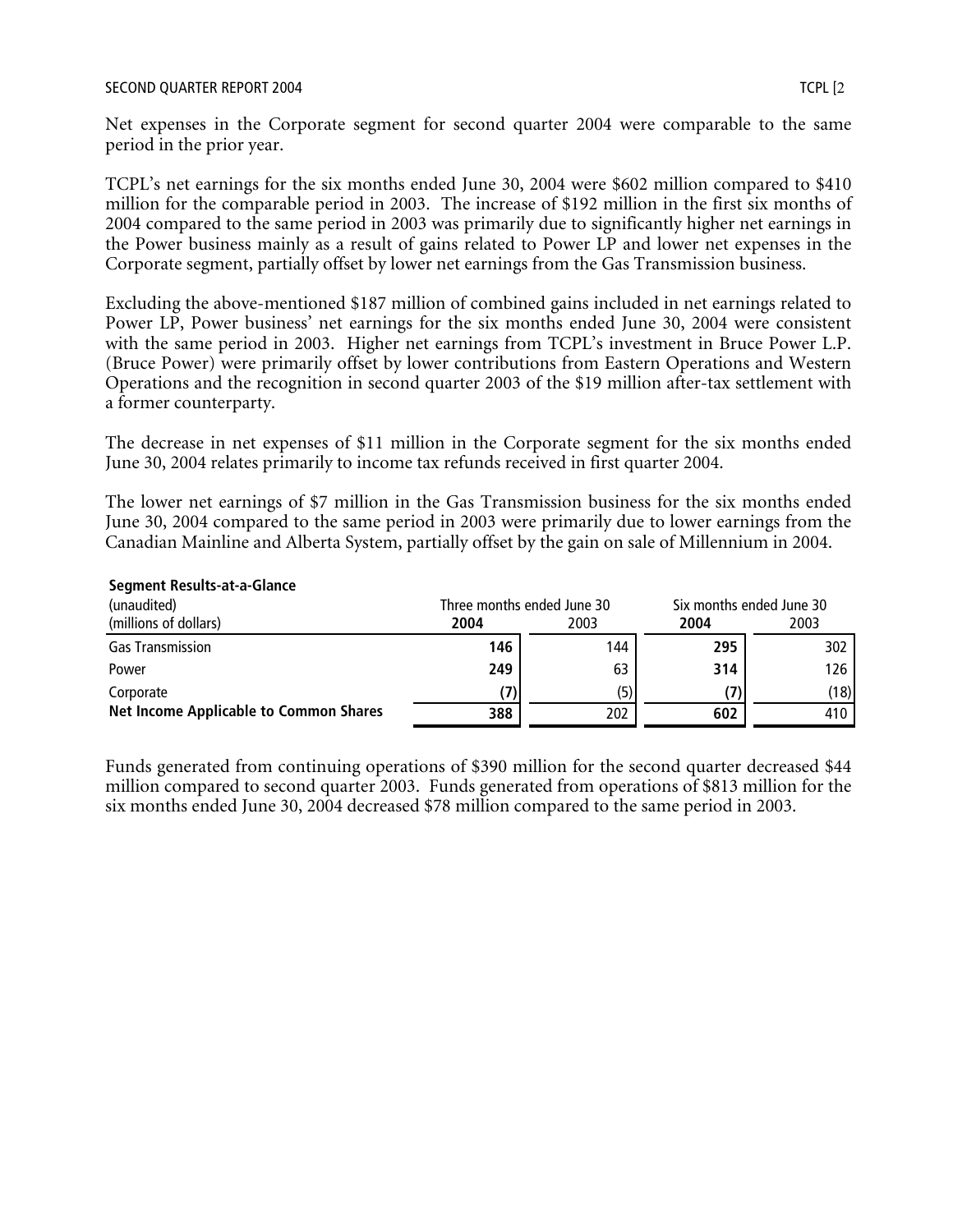Net expenses in the Corporate segment for second quarter 2004 were comparable to the same period in the prior year.

TCPL's net earnings for the six months ended June 30, 2004 were $602 million compared to $410 million for the comparable period in 2003. The increase of $192 million in the first six months of 2004 compared to the same period in 2003 was primarily due to significantly higher net earnings in the Power business mainly as a result of gains related to Power LP and lower net expenses in the Corporate segment, partially offset by lower net earnings from the Gas Transmission business.

Excluding the above-mentioned $187 million of combined gains included in net earnings related to Power LP, Power business' net earnings for the six months ended June 30, 2004 were consistent with the same period in 2003. Higher net earnings from TCPL's investment in Bruce Power L.P. (Bruce Power) were primarily offset by lower contributions from Eastern Operations and Western Operations and the recognition in second quarter 2003 of the $19 million after-tax settlement with a former counterparty.

The decrease in net expenses of $11 million in the Corporate segment for the six months ended June 30, 2004 relates primarily to income tax refunds received in first quarter 2004.

The lower net earnings of $7 million in the Gas Transmission business for the six months ended June 30, 2004 compared to the same period in 2003 were primarily due to lower earnings from the Canadian Mainline and Alberta System, partially offset by the gain on sale of Millennium in 2004.

**Segment Results-at-a-Glance**

| (unaudited)<br>(millions of dollars) | Three months ended June 30<br>**2004** | <br>2003 | Six months ended June 30<br>**2004** | <br>2003 |
|---|---|---|---|---|
| Gas Transmission | **146** | 144 | **295** | 302 |
| Power | **249** | 63 | **314** | 126 |
| Corporate | **(7)** | (5) | **(7)** | (18) |
| **Net Income Applicable to Common Shares** | **388** | 202 | **602** | 410 |

Funds generated from continuing operations of $390 million for the second quarter decreased $44 million compared to second quarter 2003. Funds generated from operations of $813 million for the six months ended June 30, 2004 decreased $78 million compared to the same period in 2003.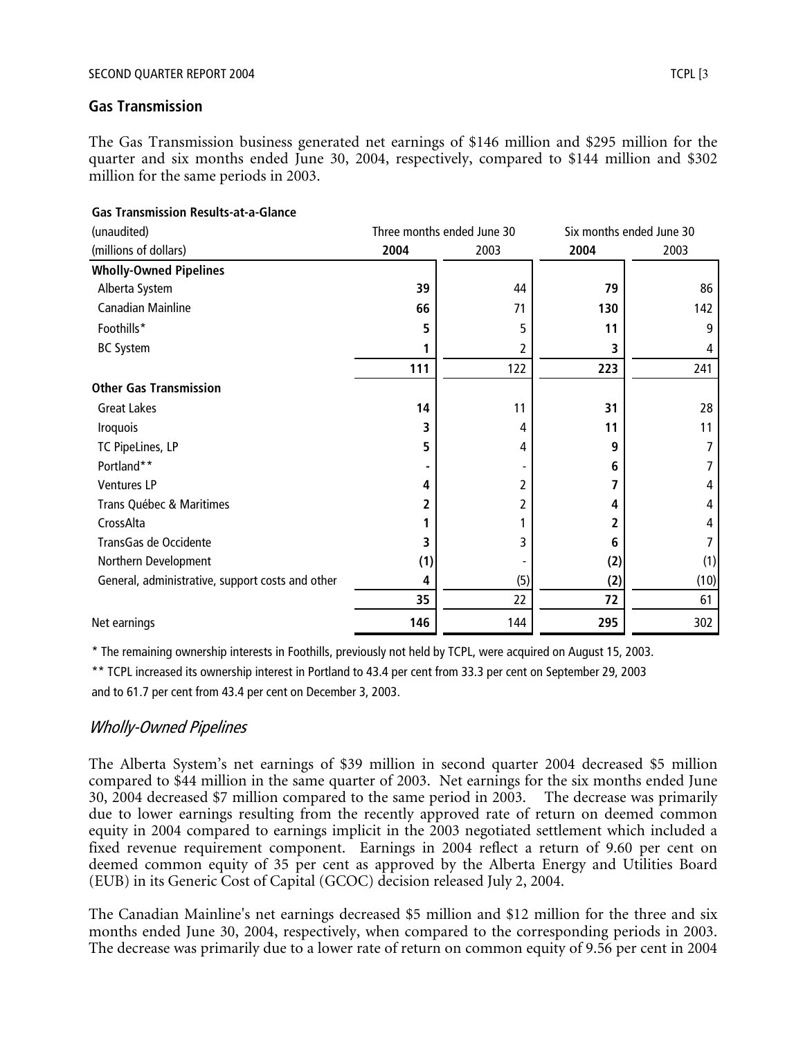## Gas Transmission

The Gas Transmission business generated net earnings of $146 million and $295 million for the quarter and six months ended June 30, 2004, respectively, compared to $144 million and $302 million for the same periods in 2003.

**Gas Transmission Results-at-a-Glance**

| (unaudited) | Three months ended June 30 | | Six months ended June 30 | |
|---|---|---|---|---|
| (millions of dollars) | **2004** | 2003 | **2004** | 2003 |
| **Wholly-Owned Pipelines** | | | | |
| Alberta System | **39** | 44 | **79** | 86 |
| Canadian Mainline | **66** | 71 | **130** | 142 |
| Foothills* | **5** | 5 | **11** | 9 |
| BC System | **1** | 2 | **3** | 4 |
| | **111** | 122 | **223** | 241 |
| **Other Gas Transmission** | | | | |
| Great Lakes | **14** | 11 | **31** | 28 |
| Iroquois | **3** | 4 | **11** | 11 |
| TC PipeLines, LP | **5** | 4 | **9** | 7 |
| Portland** | **-** | - | **6** | 7 |
| Ventures LP | **4** | 2 | **7** | 4 |
| Trans Québec & Maritimes | **2** | 2 | **4** | 4 |
| CrossAlta | **1** | 1 | **2** | 4 |
| TransGas de Occidente | **3** | 3 | **6** | 7 |
| Northern Development | **(1)** | - | **(2)** | (1) |
| General, administrative, support costs and other | **4** | (5) | **(2)** | (10) |
| | **35** | 22 | **72** | 61 |
| Net earnings | **146** | 144 | **295** | 302 |

\* The remaining ownership interests in Foothills, previously not held by TCPL, were acquired on August 15, 2003.

\** TCPL increased its ownership interest in Portland to 43.4 per cent from 33.3 per cent on September 29, 2003 and to 61.7 per cent from 43.4 per cent on December 3, 2003.

### *Wholly-Owned Pipelines*

The Alberta System's net earnings of $39 million in second quarter 2004 decreased $5 million compared to $44 million in the same quarter of 2003. Net earnings for the six months ended June 30, 2004 decreased $7 million compared to the same period in 2003. The decrease was primarily due to lower earnings resulting from the recently approved rate of return on deemed common equity in 2004 compared to earnings implicit in the 2003 negotiated settlement which included a fixed revenue requirement component. Earnings in 2004 reflect a return of 9.60 per cent on deemed common equity of 35 per cent as approved by the Alberta Energy and Utilities Board (EUB) in its Generic Cost of Capital (GCOC) decision released July 2, 2004.

The Canadian Mainline's net earnings decreased $5 million and $12 million for the three and six months ended June 30, 2004, respectively, when compared to the corresponding periods in 2003. The decrease was primarily due to a lower rate of return on common equity of 9.56 per cent in 2004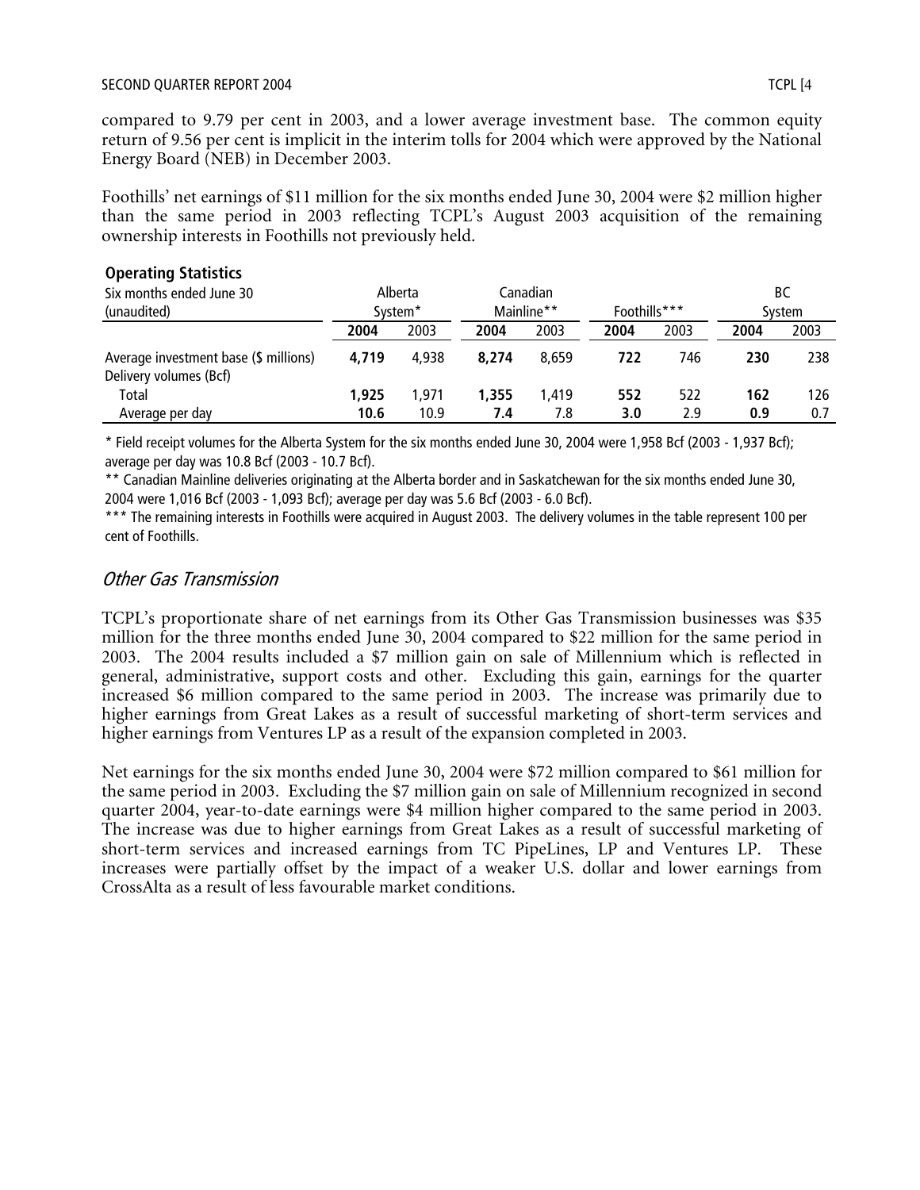compared to 9.79 per cent in 2003, and a lower average investment base. The common equity return of 9.56 per cent is implicit in the interim tolls for 2004 which were approved by the National Energy Board (NEB) in December 2003.

Foothills' net earnings of $11 million for the six months ended June 30, 2004 were $2 million higher than the same period in 2003 reflecting TCPL's August 2003 acquisition of the remaining ownership interests in Foothills not previously held.

**Operating Statistics**

| Six months ended June 30 (unaudited) | Alberta System* | | Canadian Mainline** | | Foothills*** | | BC System | |
|---|---|---|---|---|---|---|---|---|
| | **2004** | 2003 | **2004** | 2003 | **2004** | 2003 | **2004** | 2003 |
| Average investment base ($ millions) | **4,719** | 4,938 | **8,274** | 8,659 | **722** | 746 | **230** | 238 |
| Delivery volumes (Bcf) | | | | | | | | |
| Total | **1,925** | 1,971 | **1,355** | 1,419 | **552** | 522 | **162** | 126 |
| Average per day | **10.6** | 10.9 | **7.4** | 7.8 | **3.0** | 2.9 | **0.9** | 0.7 |

\* Field receipt volumes for the Alberta System for the six months ended June 30, 2004 were 1,958 Bcf (2003 - 1,937 Bcf); average per day was 10.8 Bcf (2003 - 10.7 Bcf).

\*\* Canadian Mainline deliveries originating at the Alberta border and in Saskatchewan for the six months ended June 30, 2004 were 1,016 Bcf (2003 - 1,093 Bcf); average per day was 5.6 Bcf (2003 - 6.0 Bcf).

\*\*\* The remaining interests in Foothills were acquired in August 2003. The delivery volumes in the table represent 100 per cent of Foothills.

## *Other Gas Transmission*

TCPL's proportionate share of net earnings from its Other Gas Transmission businesses was $35 million for the three months ended June 30, 2004 compared to $22 million for the same period in 2003. The 2004 results included a $7 million gain on sale of Millennium which is reflected in general, administrative, support costs and other. Excluding this gain, earnings for the quarter increased $6 million compared to the same period in 2003. The increase was primarily due to higher earnings from Great Lakes as a result of successful marketing of short-term services and higher earnings from Ventures LP as a result of the expansion completed in 2003.

Net earnings for the six months ended June 30, 2004 were $72 million compared to $61 million for the same period in 2003. Excluding the $7 million gain on sale of Millennium recognized in second quarter 2004, year-to-date earnings were $4 million higher compared to the same period in 2003. The increase was due to higher earnings from Great Lakes as a result of successful marketing of short-term services and increased earnings from TC PipeLines, LP and Ventures LP. These increases were partially offset by the impact of a weaker U.S. dollar and lower earnings from CrossAlta as a result of less favourable market conditions.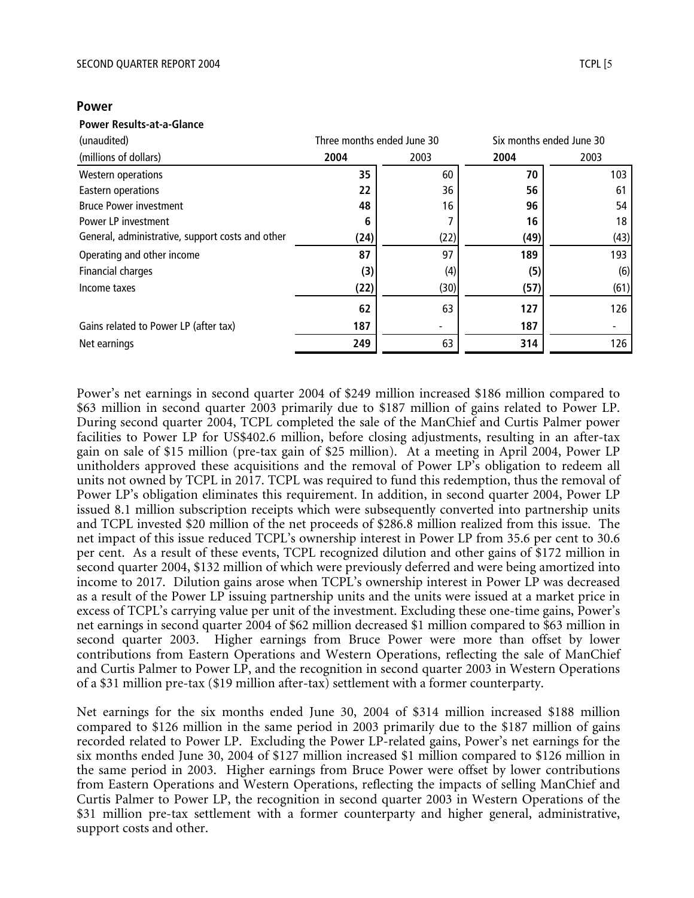## Power

**Power Results-at-a-Glance**

| (unaudited) | Three months ended June 30 | | Six months ended June 30 | |
|---|---|---|---|---|
| (millions of dollars) | **2004** | 2003 | **2004** | 2003 |
| Western operations | **35** | 60 | **70** | 103 |
| Eastern operations | **22** | 36 | **56** | 61 |
| Bruce Power investment | **48** | 16 | **96** | 54 |
| Power LP investment | **6** | 7 | **16** | 18 |
| General, administrative, support costs and other | **(24)** | (22) | **(49)** | (43) |
| Operating and other income | **87** | 97 | **189** | 193 |
| Financial charges | **(3)** | (4) | **(5)** | (6) |
| Income taxes | **(22)** | (30) | **(57)** | (61) |
| | **62** | 63 | **127** | 126 |
| Gains related to Power LP (after tax) | **187** | - | **187** | - |
| Net earnings | **249** | 63 | **314** | 126 |

Power's net earnings in second quarter 2004 of $249 million increased $186 million compared to $63 million in second quarter 2003 primarily due to $187 million of gains related to Power LP. During second quarter 2004, TCPL completed the sale of the ManChief and Curtis Palmer power facilities to Power LP for US$402.6 million, before closing adjustments, resulting in an after-tax gain on sale of $15 million (pre-tax gain of $25 million). At a meeting in April 2004, Power LP unitholders approved these acquisitions and the removal of Power LP's obligation to redeem all units not owned by TCPL in 2017. TCPL was required to fund this redemption, thus the removal of Power LP's obligation eliminates this requirement. In addition, in second quarter 2004, Power LP issued 8.1 million subscription receipts which were subsequently converted into partnership units and TCPL invested $20 million of the net proceeds of $286.8 million realized from this issue. The net impact of this issue reduced TCPL's ownership interest in Power LP from 35.6 per cent to 30.6 per cent. As a result of these events, TCPL recognized dilution and other gains of $172 million in second quarter 2004, $132 million of which were previously deferred and were being amortized into income to 2017. Dilution gains arose when TCPL's ownership interest in Power LP was decreased as a result of the Power LP issuing partnership units and the units were issued at a market price in excess of TCPL's carrying value per unit of the investment. Excluding these one-time gains, Power's net earnings in second quarter 2004 of $62 million decreased $1 million compared to $63 million in second quarter 2003. Higher earnings from Bruce Power were more than offset by lower contributions from Eastern Operations and Western Operations, reflecting the sale of ManChief and Curtis Palmer to Power LP, and the recognition in second quarter 2003 in Western Operations of a $31 million pre-tax ($19 million after-tax) settlement with a former counterparty.

Net earnings for the six months ended June 30, 2004 of $314 million increased $188 million compared to $126 million in the same period in 2003 primarily due to the $187 million of gains recorded related to Power LP. Excluding the Power LP-related gains, Power's net earnings for the six months ended June 30, 2004 of $127 million increased $1 million compared to $126 million in the same period in 2003. Higher earnings from Bruce Power were offset by lower contributions from Eastern Operations and Western Operations, reflecting the impacts of selling ManChief and Curtis Palmer to Power LP, the recognition in second quarter 2003 in Western Operations of the $31 million pre-tax settlement with a former counterparty and higher general, administrative, support costs and other.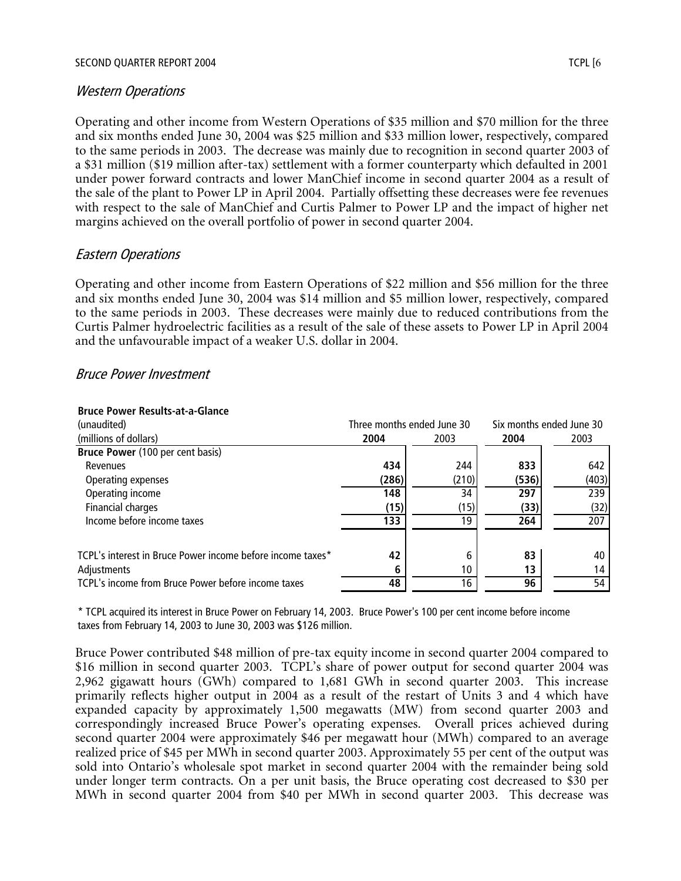### *Western Operations*

Operating and other income from Western Operations of $35 million and $70 million for the three and six months ended June 30, 2004 was $25 million and $33 million lower, respectively, compared to the same periods in 2003. The decrease was mainly due to recognition in second quarter 2003 of a $31 million ($19 million after-tax) settlement with a former counterparty which defaulted in 2001 under power forward contracts and lower ManChief income in second quarter 2004 as a result of the sale of the plant to Power LP in April 2004. Partially offsetting these decreases were fee revenues with respect to the sale of ManChief and Curtis Palmer to Power LP and the impact of higher net margins achieved on the overall portfolio of power in second quarter 2004.

### *Eastern Operations*

Operating and other income from Eastern Operations of $22 million and $56 million for the three and six months ended June 30, 2004 was $14 million and $5 million lower, respectively, compared to the same periods in 2003. These decreases were mainly due to reduced contributions from the Curtis Palmer hydroelectric facilities as a result of the sale of these assets to Power LP in April 2004 and the unfavourable impact of a weaker U.S. dollar in 2004.

### *Bruce Power Investment*

**Bruce Power Results-at-a-Glance**

| (unaudited) | Three months ended June 30 | | Six months ended June 30 | |
|---|---|---|---|---|
| (millions of dollars) | **2004** | 2003 | **2004** | 2003 |
| **Bruce Power** (100 per cent basis) | | | | |
| Revenues | **434** | 244 | **833** | 642 |
| Operating expenses | **(286)** | (210) | **(536)** | (403) |
| Operating income | **148** | 34 | **297** | 239 |
| Financial charges | **(15)** | (15) | **(33)** | (32) |
| Income before income taxes | **133** | 19 | **264** | 207 |
| | | | | |
| TCPL's interest in Bruce Power income before income taxes* | **42** | 6 | **83** | 40 |
| Adjustments | **6** | 10 | **13** | 14 |
| TCPL's income from Bruce Power before income taxes | **48** | 16 | **96** | 54 |

\* TCPL acquired its interest in Bruce Power on February 14, 2003. Bruce Power's 100 per cent income before income taxes from February 14, 2003 to June 30, 2003 was $126 million.

Bruce Power contributed $48 million of pre-tax equity income in second quarter 2004 compared to $16 million in second quarter 2003. TCPL's share of power output for second quarter 2004 was 2,962 gigawatt hours (GWh) compared to 1,681 GWh in second quarter 2003. This increase primarily reflects higher output in 2004 as a result of the restart of Units 3 and 4 which have expanded capacity by approximately 1,500 megawatts (MW) from second quarter 2003 and correspondingly increased Bruce Power's operating expenses. Overall prices achieved during second quarter 2004 were approximately $46 per megawatt hour (MWh) compared to an average realized price of $45 per MWh in second quarter 2003. Approximately 55 per cent of the output was sold into Ontario's wholesale spot market in second quarter 2004 with the remainder being sold under longer term contracts. On a per unit basis, the Bruce operating cost decreased to $30 per MWh in second quarter 2004 from $40 per MWh in second quarter 2003. This decrease was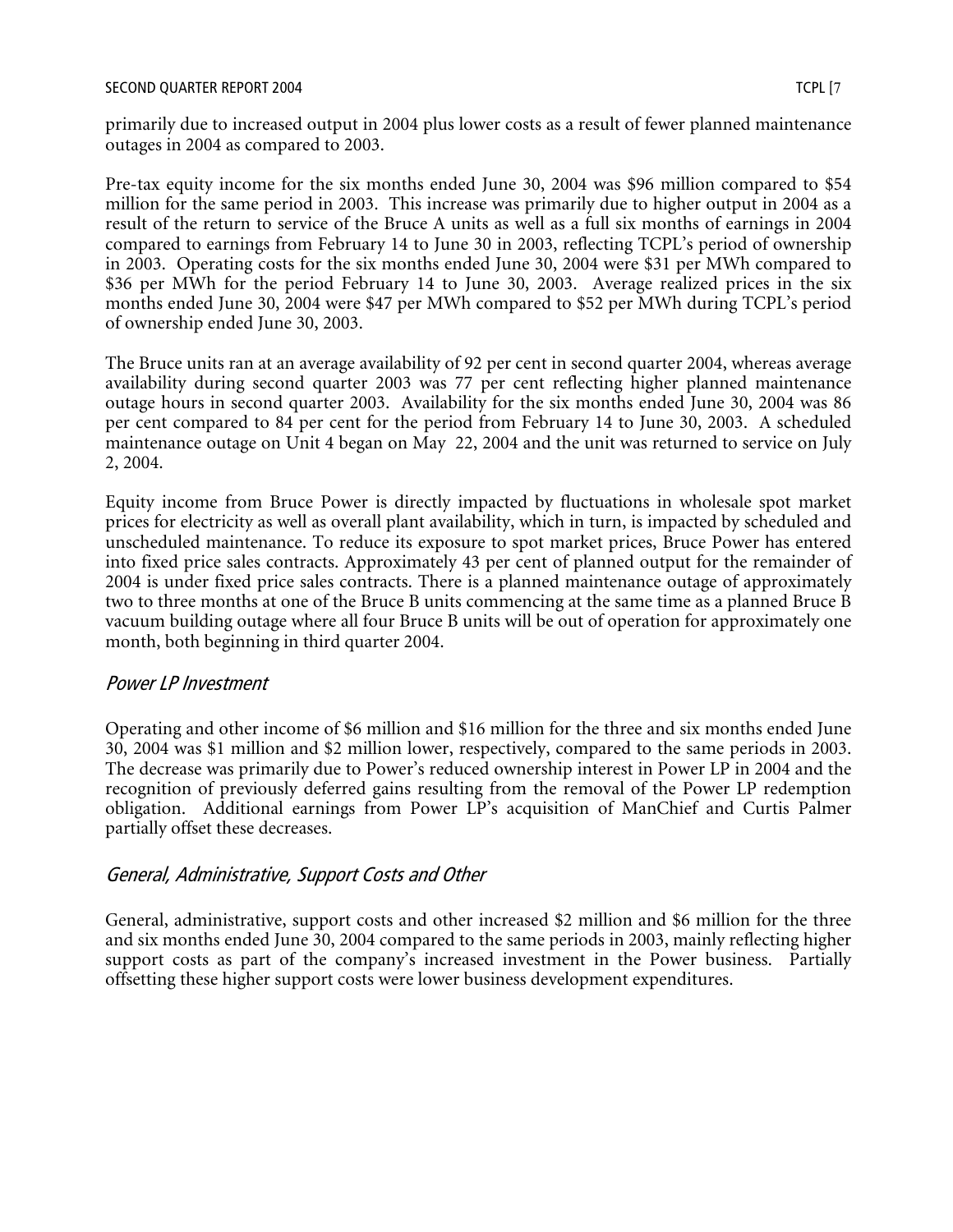primarily due to increased output in 2004 plus lower costs as a result of fewer planned maintenance outages in 2004 as compared to 2003.

Pre-tax equity income for the six months ended June 30, 2004 was $96 million compared to $54 million for the same period in 2003. This increase was primarily due to higher output in 2004 as a result of the return to service of the Bruce A units as well as a full six months of earnings in 2004 compared to earnings from February 14 to June 30 in 2003, reflecting TCPL's period of ownership in 2003. Operating costs for the six months ended June 30, 2004 were $31 per MWh compared to $36 per MWh for the period February 14 to June 30, 2003. Average realized prices in the six months ended June 30, 2004 were $47 per MWh compared to $52 per MWh during TCPL's period of ownership ended June 30, 2003.

The Bruce units ran at an average availability of 92 per cent in second quarter 2004, whereas average availability during second quarter 2003 was 77 per cent reflecting higher planned maintenance outage hours in second quarter 2003. Availability for the six months ended June 30, 2004 was 86 per cent compared to 84 per cent for the period from February 14 to June 30, 2003. A scheduled maintenance outage on Unit 4 began on May 22, 2004 and the unit was returned to service on July 2, 2004.

Equity income from Bruce Power is directly impacted by fluctuations in wholesale spot market prices for electricity as well as overall plant availability, which in turn, is impacted by scheduled and unscheduled maintenance. To reduce its exposure to spot market prices, Bruce Power has entered into fixed price sales contracts. Approximately 43 per cent of planned output for the remainder of 2004 is under fixed price sales contracts. There is a planned maintenance outage of approximately two to three months at one of the Bruce B units commencing at the same time as a planned Bruce B vacuum building outage where all four Bruce B units will be out of operation for approximately one month, both beginning in third quarter 2004.

### *Power LP Investment*

Operating and other income of $6 million and $16 million for the three and six months ended June 30, 2004 was $1 million and $2 million lower, respectively, compared to the same periods in 2003. The decrease was primarily due to Power's reduced ownership interest in Power LP in 2004 and the recognition of previously deferred gains resulting from the removal of the Power LP redemption obligation. Additional earnings from Power LP's acquisition of ManChief and Curtis Palmer partially offset these decreases.

### *General, Administrative, Support Costs and Other*

General, administrative, support costs and other increased $2 million and $6 million for the three and six months ended June 30, 2004 compared to the same periods in 2003, mainly reflecting higher support costs as part of the company's increased investment in the Power business. Partially offsetting these higher support costs were lower business development expenditures.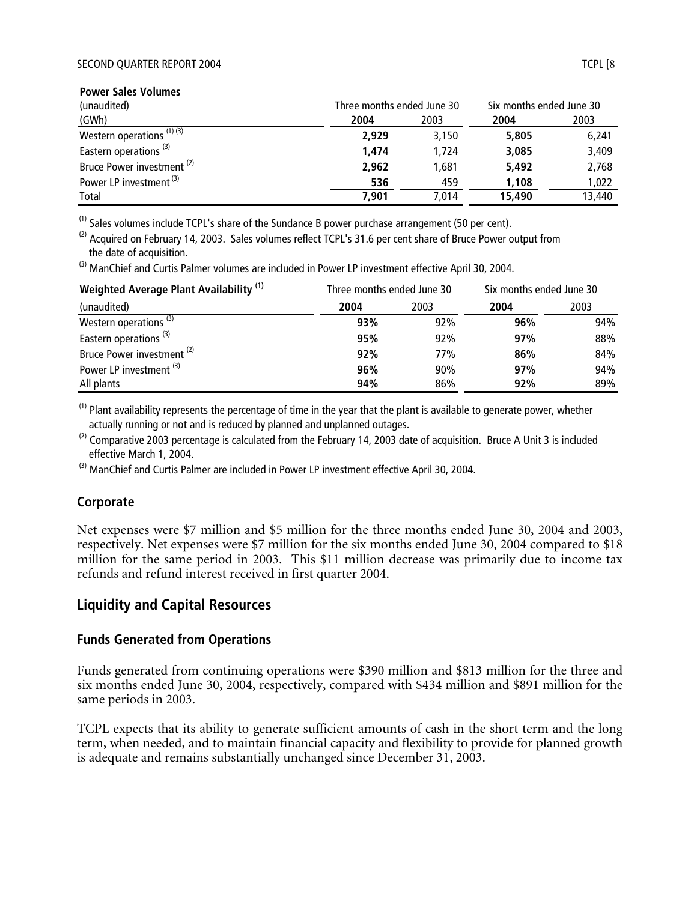**Power Sales Volumes**

| (unaudited) | Three months ended June 30 | | Six months ended June 30 | |
|---|---|---|---|---|
| (GWh) | **2004** | 2003 | **2004** | 2003 |
| Western operations [(1) (3)] | **2,929** | 3,150 | **5,805** | 6,241 |
| Eastern operations [(3)] | **1,474** | 1,724 | **3,085** | 3,409 |
| Bruce Power investment [(2)] | **2,962** | 1,681 | **5,492** | 2,768 |
| Power LP investment [(3)] | **536** | 459 | **1,108** | 1,022 |
| Total | **7,901** | 7,014 | **15,490** | 13,440 |

(1) Sales volumes include TCPL's share of the Sundance B power purchase arrangement (50 per cent).

(2) Acquired on February 14, 2003. Sales volumes reflect TCPL's 31.6 per cent share of Bruce Power output from the date of acquisition.

(3) ManChief and Curtis Palmer volumes are included in Power LP investment effective April 30, 2004.

| **Weighted Average Plant Availability [(1)]** | Three months ended June 30 | | Six months ended June 30 | |
|---|---|---|---|---|
| (unaudited) | **2004** | 2003 | **2004** | 2003 |
| Western operations [(3)] | **93%** | 92% | **96%** | 94% |
| Eastern operations [(3)] | **95%** | 92% | **97%** | 88% |
| Bruce Power investment [(2)] | **92%** | 77% | **86%** | 84% |
| Power LP investment [(3)] | **96%** | 90% | **97%** | 94% |
| All plants | **94%** | 86% | **92%** | 89% |

(1) Plant availability represents the percentage of time in the year that the plant is available to generate power, whether actually running or not and is reduced by planned and unplanned outages.

(2) Comparative 2003 percentage is calculated from the February 14, 2003 date of acquisition. Bruce A Unit 3 is included effective March 1, 2004.

(3) ManChief and Curtis Palmer are included in Power LP investment effective April 30, 2004.

## Corporate

Net expenses were $7 million and $5 million for the three months ended June 30, 2004 and 2003, respectively. Net expenses were $7 million for the six months ended June 30, 2004 compared to $18 million for the same period in 2003. This $11 million decrease was primarily due to income tax refunds and refund interest received in first quarter 2004.

## Liquidity and Capital Resources

### Funds Generated from Operations

Funds generated from continuing operations were $390 million and $813 million for the three and six months ended June 30, 2004, respectively, compared with $434 million and $891 million for the same periods in 2003.

TCPL expects that its ability to generate sufficient amounts of cash in the short term and the long term, when needed, and to maintain financial capacity and flexibility to provide for planned growth is adequate and remains substantially unchanged since December 31, 2003.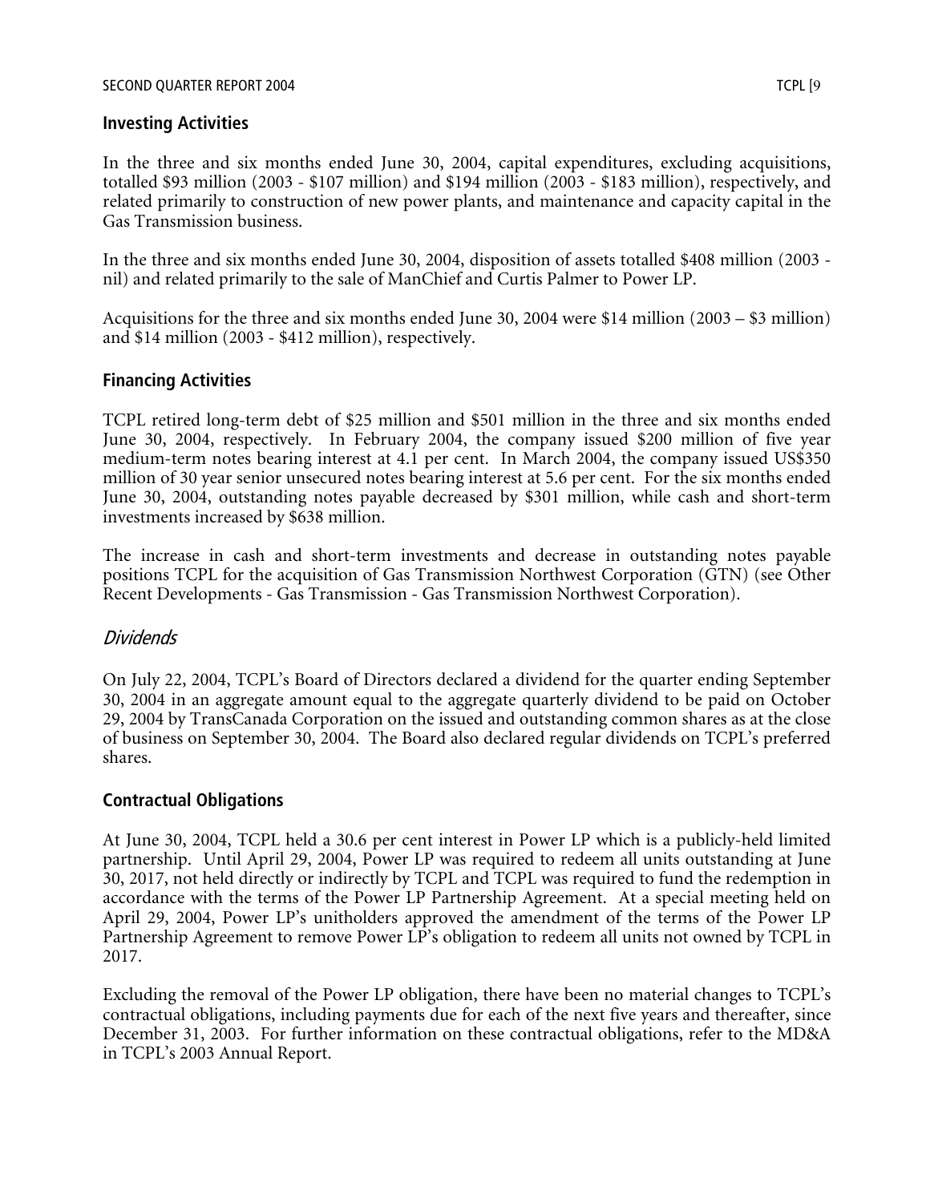## Investing Activities

In the three and six months ended June 30, 2004, capital expenditures, excluding acquisitions, totalled $93 million (2003 - $107 million) and $194 million (2003 - $183 million), respectively, and related primarily to construction of new power plants, and maintenance and capacity capital in the Gas Transmission business.

In the three and six months ended June 30, 2004, disposition of assets totalled $408 million (2003 - nil) and related primarily to the sale of ManChief and Curtis Palmer to Power LP.

Acquisitions for the three and six months ended June 30, 2004 were $14 million (2003 – $3 million) and $14 million (2003 - $412 million), respectively.

## Financing Activities

TCPL retired long-term debt of $25 million and $501 million in the three and six months ended June 30, 2004, respectively. In February 2004, the company issued $200 million of five year medium-term notes bearing interest at 4.1 per cent. In March 2004, the company issued US$350 million of 30 year senior unsecured notes bearing interest at 5.6 per cent. For the six months ended June 30, 2004, outstanding notes payable decreased by $301 million, while cash and short-term investments increased by $638 million.

The increase in cash and short-term investments and decrease in outstanding notes payable positions TCPL for the acquisition of Gas Transmission Northwest Corporation (GTN) (see Other Recent Developments - Gas Transmission - Gas Transmission Northwest Corporation).

### *Dividends*

On July 22, 2004, TCPL's Board of Directors declared a dividend for the quarter ending September 30, 2004 in an aggregate amount equal to the aggregate quarterly dividend to be paid on October 29, 2004 by TransCanada Corporation on the issued and outstanding common shares as at the close of business on September 30, 2004. The Board also declared regular dividends on TCPL's preferred shares.

## Contractual Obligations

At June 30, 2004, TCPL held a 30.6 per cent interest in Power LP which is a publicly-held limited partnership. Until April 29, 2004, Power LP was required to redeem all units outstanding at June 30, 2017, not held directly or indirectly by TCPL and TCPL was required to fund the redemption in accordance with the terms of the Power LP Partnership Agreement. At a special meeting held on April 29, 2004, Power LP's unitholders approved the amendment of the terms of the Power LP Partnership Agreement to remove Power LP's obligation to redeem all units not owned by TCPL in 2017.

Excluding the removal of the Power LP obligation, there have been no material changes to TCPL's contractual obligations, including payments due for each of the next five years and thereafter, since December 31, 2003. For further information on these contractual obligations, refer to the MD&A in TCPL's 2003 Annual Report.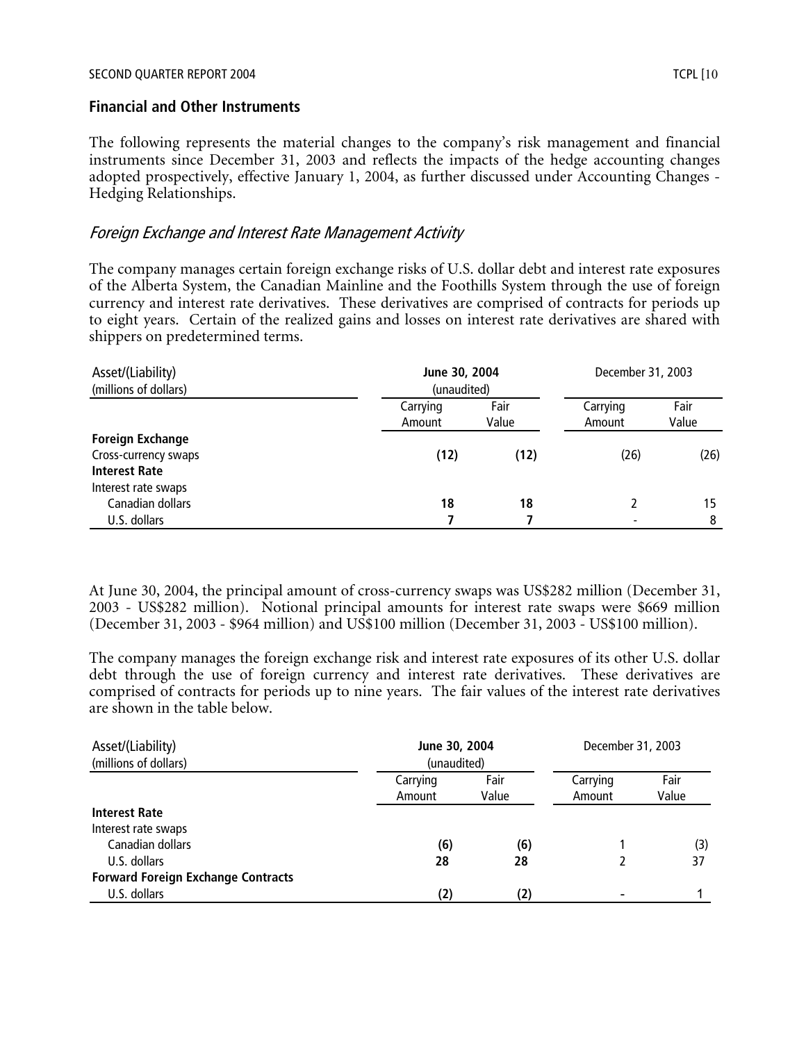## Financial and Other Instruments

The following represents the material changes to the company's risk management and financial instruments since December 31, 2003 and reflects the impacts of the hedge accounting changes adopted prospectively, effective January 1, 2004, as further discussed under Accounting Changes - Hedging Relationships.

### *Foreign Exchange and Interest Rate Management Activity*

The company manages certain foreign exchange risks of U.S. dollar debt and interest rate exposures of the Alberta System, the Canadian Mainline and the Foothills System through the use of foreign currency and interest rate derivatives. These derivatives are comprised of contracts for periods up to eight years. Certain of the realized gains and losses on interest rate derivatives are shared with shippers on predetermined terms.

| Asset/(Liability) (millions of dollars) | **June 30, 2004** (unaudited) | | December 31, 2003 | |
|---|---|---|---|---|
| | Carrying Amount | Fair Value | Carrying Amount | Fair Value |
| **Foreign Exchange** | | | | |
| Cross-currency swaps | **(12)** | **(12)** | (26) | (26) |
| **Interest Rate** | | | | |
| Interest rate swaps | | | | |
| Canadian dollars | **18** | **18** | 2 | 15 |
| U.S. dollars | **7** | **7** | - | 8 |

At June 30, 2004, the principal amount of cross-currency swaps was US$282 million (December 31, 2003 - US$282 million). Notional principal amounts for interest rate swaps were $669 million (December 31, 2003 - $964 million) and US$100 million (December 31, 2003 - US$100 million).

The company manages the foreign exchange risk and interest rate exposures of its other U.S. dollar debt through the use of foreign currency and interest rate derivatives. These derivatives are comprised of contracts for periods up to nine years. The fair values of the interest rate derivatives are shown in the table below.

| Asset/(Liability) (millions of dollars) | **June 30, 2004** (unaudited) | | December 31, 2003 | |
|---|---|---|---|---|
| | Carrying Amount | Fair Value | Carrying Amount | Fair Value |
| **Interest Rate** | | | | |
| Interest rate swaps | | | | |
| Canadian dollars | **(6)** | **(6)** | 1 | (3) |
| U.S. dollars | **28** | **28** | 2 | 37 |
| **Forward Foreign Exchange Contracts** | | | | |
| U.S. dollars | **(2)** | **(2)** | - | 1 |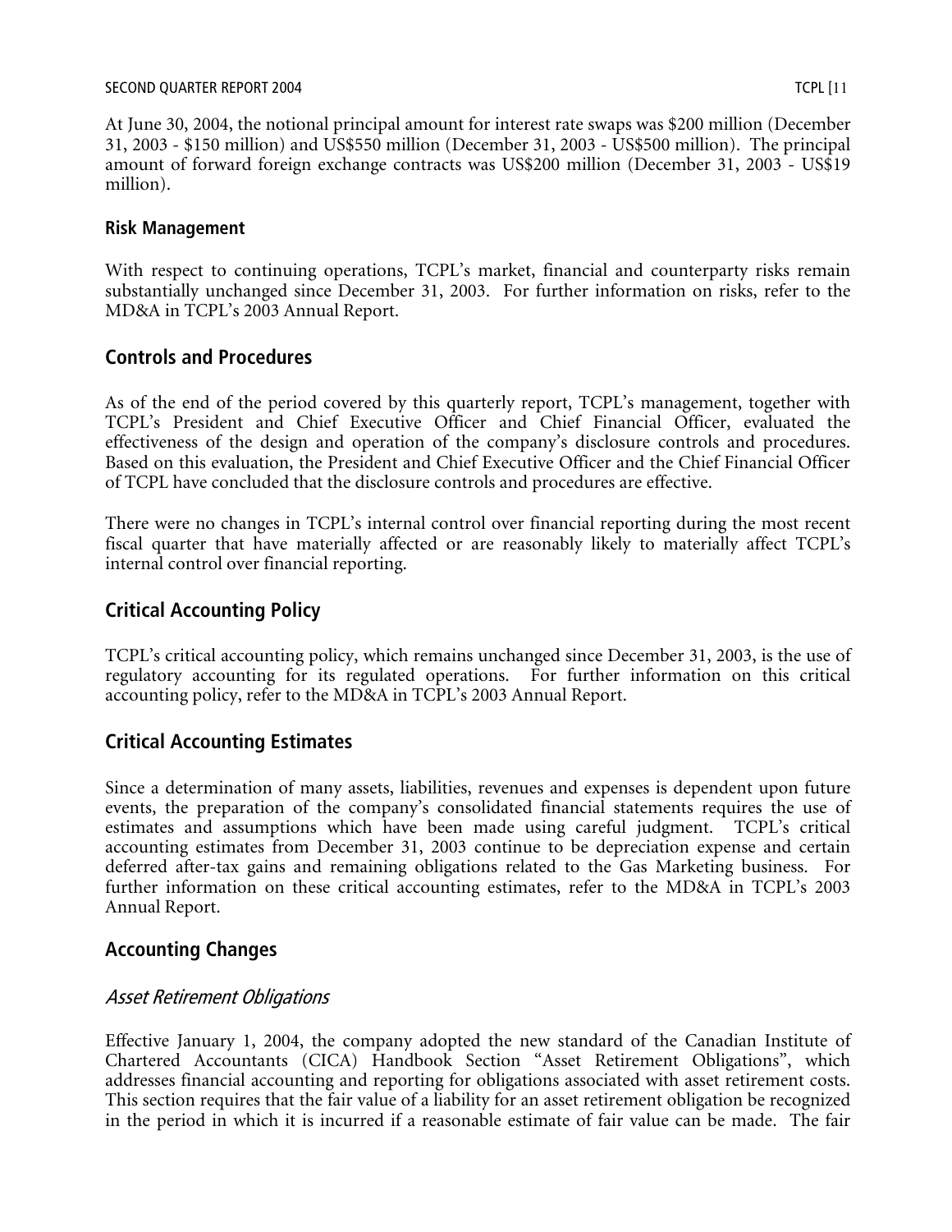At June 30, 2004, the notional principal amount for interest rate swaps was $200 million (December 31, 2003 - $150 million) and US$550 million (December 31, 2003 - US$500 million). The principal amount of forward foreign exchange contracts was US$200 million (December 31, 2003 - US$19 million).

### Risk Management

With respect to continuing operations, TCPL's market, financial and counterparty risks remain substantially unchanged since December 31, 2003. For further information on risks, refer to the MD&A in TCPL's 2003 Annual Report.

## Controls and Procedures

As of the end of the period covered by this quarterly report, TCPL's management, together with TCPL's President and Chief Executive Officer and Chief Financial Officer, evaluated the effectiveness of the design and operation of the company's disclosure controls and procedures. Based on this evaluation, the President and Chief Executive Officer and the Chief Financial Officer of TCPL have concluded that the disclosure controls and procedures are effective.

There were no changes in TCPL's internal control over financial reporting during the most recent fiscal quarter that have materially affected or are reasonably likely to materially affect TCPL's internal control over financial reporting.

## Critical Accounting Policy

TCPL's critical accounting policy, which remains unchanged since December 31, 2003, is the use of regulatory accounting for its regulated operations. For further information on this critical accounting policy, refer to the MD&A in TCPL's 2003 Annual Report.

## Critical Accounting Estimates

Since a determination of many assets, liabilities, revenues and expenses is dependent upon future events, the preparation of the company's consolidated financial statements requires the use of estimates and assumptions which have been made using careful judgment. TCPL's critical accounting estimates from December 31, 2003 continue to be depreciation expense and certain deferred after-tax gains and remaining obligations related to the Gas Marketing business. For further information on these critical accounting estimates, refer to the MD&A in TCPL's 2003 Annual Report.

## Accounting Changes

### *Asset Retirement Obligations*

Effective January 1, 2004, the company adopted the new standard of the Canadian Institute of Chartered Accountants (CICA) Handbook Section "Asset Retirement Obligations", which addresses financial accounting and reporting for obligations associated with asset retirement costs. This section requires that the fair value of a liability for an asset retirement obligation be recognized in the period in which it is incurred if a reasonable estimate of fair value can be made. The fair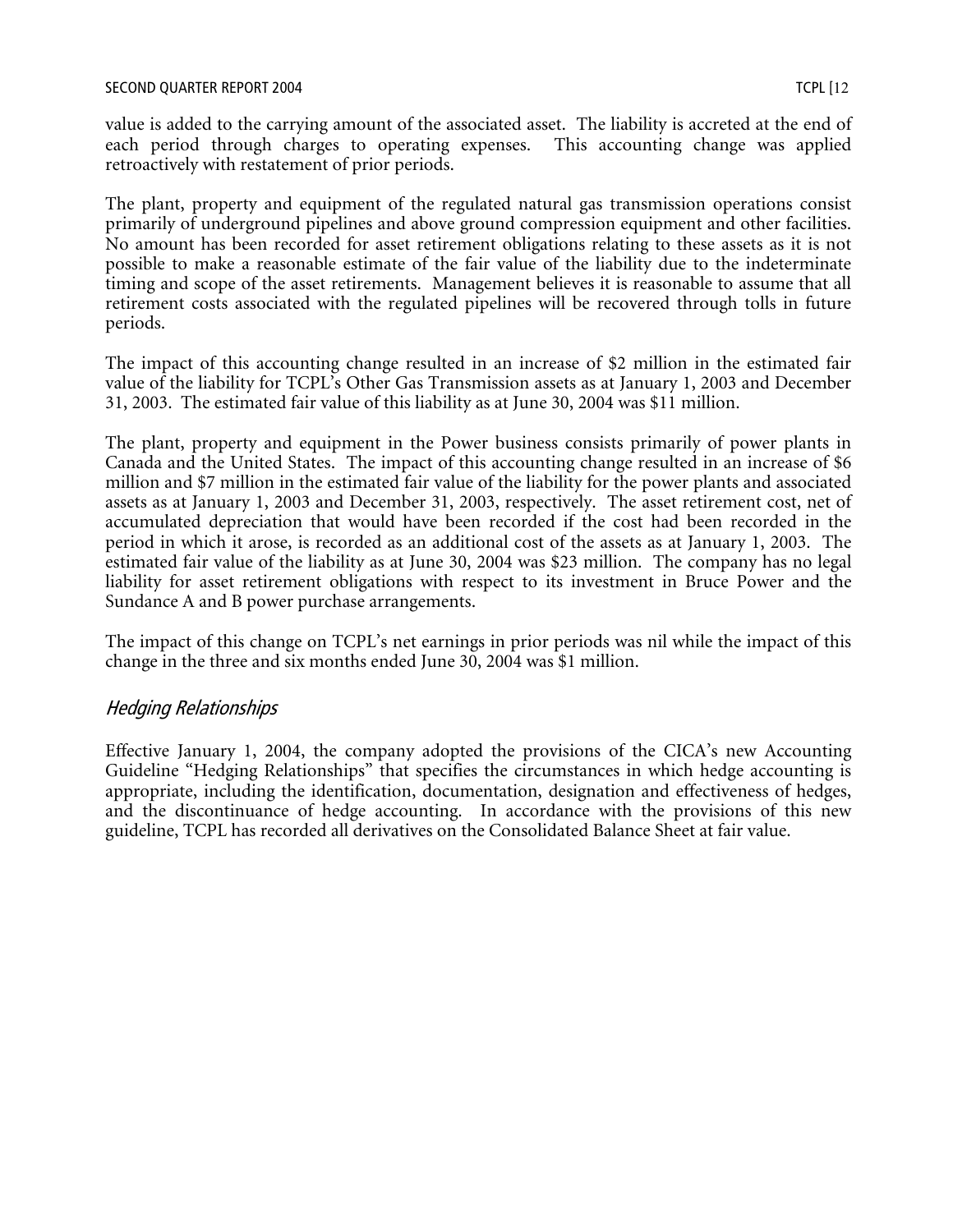value is added to the carrying amount of the associated asset. The liability is accreted at the end of each period through charges to operating expenses. This accounting change was applied retroactively with restatement of prior periods.

The plant, property and equipment of the regulated natural gas transmission operations consist primarily of underground pipelines and above ground compression equipment and other facilities. No amount has been recorded for asset retirement obligations relating to these assets as it is not possible to make a reasonable estimate of the fair value of the liability due to the indeterminate timing and scope of the asset retirements. Management believes it is reasonable to assume that all retirement costs associated with the regulated pipelines will be recovered through tolls in future periods.

The impact of this accounting change resulted in an increase of $2 million in the estimated fair value of the liability for TCPL's Other Gas Transmission assets as at January 1, 2003 and December 31, 2003. The estimated fair value of this liability as at June 30, 2004 was $11 million.

The plant, property and equipment in the Power business consists primarily of power plants in Canada and the United States. The impact of this accounting change resulted in an increase of $6 million and $7 million in the estimated fair value of the liability for the power plants and associated assets as at January 1, 2003 and December 31, 2003, respectively. The asset retirement cost, net of accumulated depreciation that would have been recorded if the cost had been recorded in the period in which it arose, is recorded as an additional cost of the assets as at January 1, 2003. The estimated fair value of the liability as at June 30, 2004 was $23 million. The company has no legal liability for asset retirement obligations with respect to its investment in Bruce Power and the Sundance A and B power purchase arrangements.

The impact of this change on TCPL's net earnings in prior periods was nil while the impact of this change in the three and six months ended June 30, 2004 was $1 million.

### *Hedging Relationships*

Effective January 1, 2004, the company adopted the provisions of the CICA's new Accounting Guideline "Hedging Relationships" that specifies the circumstances in which hedge accounting is appropriate, including the identification, documentation, designation and effectiveness of hedges, and the discontinuance of hedge accounting. In accordance with the provisions of this new guideline, TCPL has recorded all derivatives on the Consolidated Balance Sheet at fair value.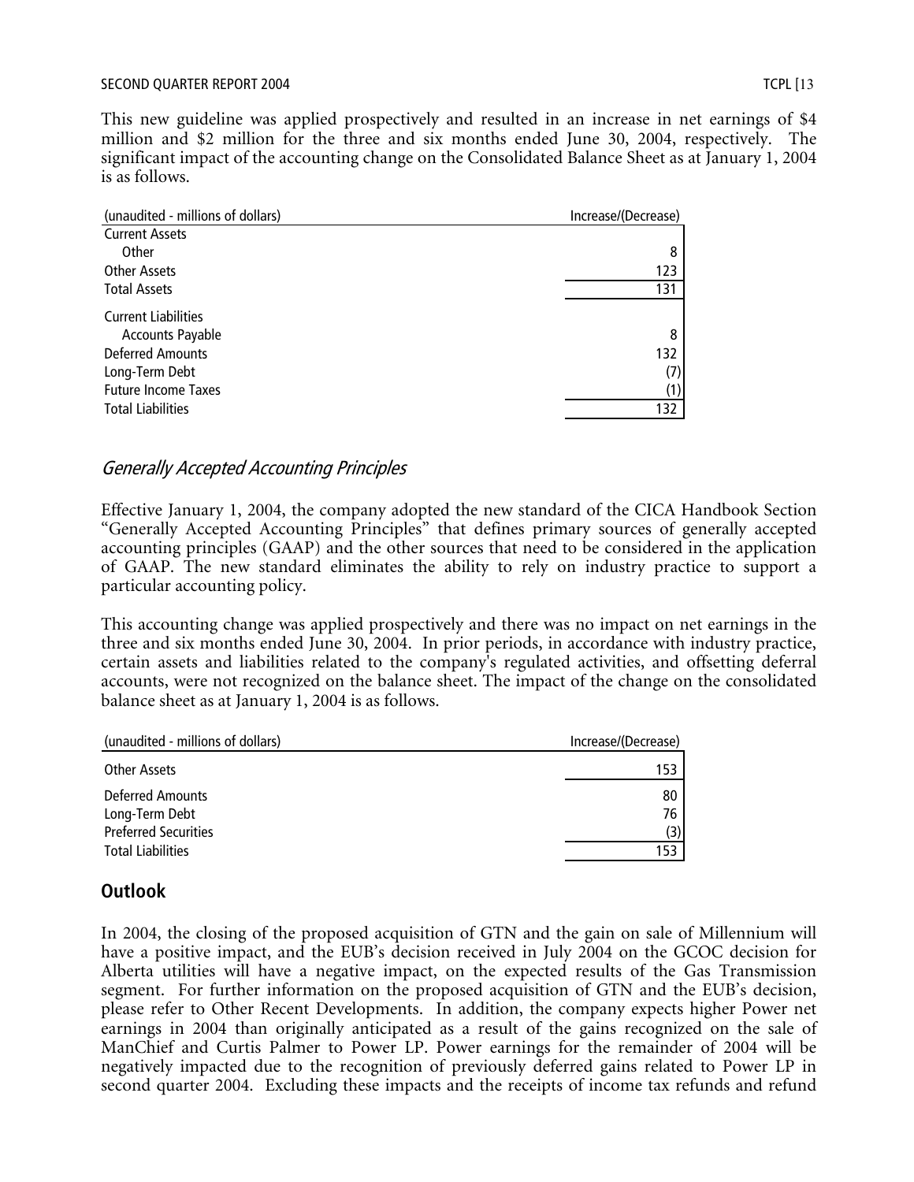This new guideline was applied prospectively and resulted in an increase in net earnings of $4 million and $2 million for the three and six months ended June 30, 2004, respectively. The significant impact of the accounting change on the Consolidated Balance Sheet as at January 1, 2004 is as follows.

| (unaudited - millions of dollars) | Increase/(Decrease) |
|---|---|
| Current Assets | |
| Other | 8 |
| Other Assets | 123 |
| Total Assets | 131 |
| Current Liabilities | |
| Accounts Payable | 8 |
| Deferred Amounts | 132 |
| Long-Term Debt | (7) |
| Future Income Taxes | (1) |
| Total Liabilities | 132 |

### *Generally Accepted Accounting Principles*

Effective January 1, 2004, the company adopted the new standard of the CICA Handbook Section "Generally Accepted Accounting Principles" that defines primary sources of generally accepted accounting principles (GAAP) and the other sources that need to be considered in the application of GAAP. The new standard eliminates the ability to rely on industry practice to support a particular accounting policy.

This accounting change was applied prospectively and there was no impact on net earnings in the three and six months ended June 30, 2004. In prior periods, in accordance with industry practice, certain assets and liabilities related to the company's regulated activities, and offsetting deferral accounts, were not recognized on the balance sheet. The impact of the change on the consolidated balance sheet as at January 1, 2004 is as follows.

| (unaudited - millions of dollars) | Increase/(Decrease) |
|---|---|
| Other Assets | 153 |
| Deferred Amounts | 80 |
| Long-Term Debt | 76 |
| Preferred Securities | (3) |
| Total Liabilities | 153 |

## Outlook

In 2004, the closing of the proposed acquisition of GTN and the gain on sale of Millennium will have a positive impact, and the EUB's decision received in July 2004 on the GCOC decision for Alberta utilities will have a negative impact, on the expected results of the Gas Transmission segment. For further information on the proposed acquisition of GTN and the EUB's decision, please refer to Other Recent Developments. In addition, the company expects higher Power net earnings in 2004 than originally anticipated as a result of the gains recognized on the sale of ManChief and Curtis Palmer to Power LP. Power earnings for the remainder of 2004 will be negatively impacted due to the recognition of previously deferred gains related to Power LP in second quarter 2004. Excluding these impacts and the receipts of income tax refunds and refund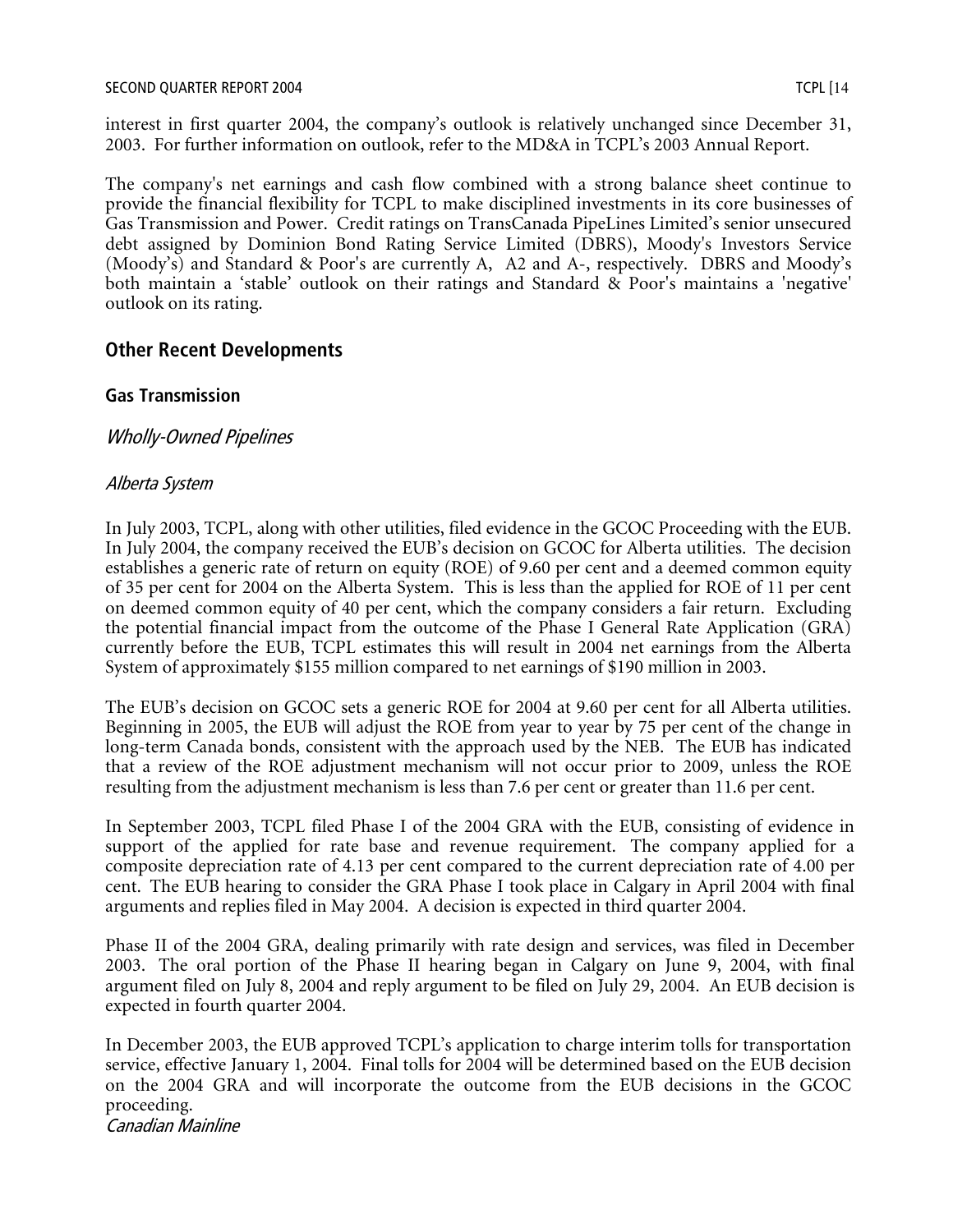interest in first quarter 2004, the company's outlook is relatively unchanged since December 31, 2003. For further information on outlook, refer to the MD&A in TCPL's 2003 Annual Report.

The company's net earnings and cash flow combined with a strong balance sheet continue to provide the financial flexibility for TCPL to make disciplined investments in its core businesses of Gas Transmission and Power. Credit ratings on TransCanada PipeLines Limited's senior unsecured debt assigned by Dominion Bond Rating Service Limited (DBRS), Moody's Investors Service (Moody's) and Standard & Poor's are currently A, A2 and A-, respectively. DBRS and Moody's both maintain a 'stable' outlook on their ratings and Standard & Poor's maintains a 'negative' outlook on its rating.

## Other Recent Developments

### Gas Transmission

*Wholly-Owned Pipelines*

*Alberta System*

In July 2003, TCPL, along with other utilities, filed evidence in the GCOC Proceeding with the EUB. In July 2004, the company received the EUB's decision on GCOC for Alberta utilities. The decision establishes a generic rate of return on equity (ROE) of 9.60 per cent and a deemed common equity of 35 per cent for 2004 on the Alberta System. This is less than the applied for ROE of 11 per cent on deemed common equity of 40 per cent, which the company considers a fair return. Excluding the potential financial impact from the outcome of the Phase I General Rate Application (GRA) currently before the EUB, TCPL estimates this will result in 2004 net earnings from the Alberta System of approximately $155 million compared to net earnings of $190 million in 2003.

The EUB's decision on GCOC sets a generic ROE for 2004 at 9.60 per cent for all Alberta utilities. Beginning in 2005, the EUB will adjust the ROE from year to year by 75 per cent of the change in long-term Canada bonds, consistent with the approach used by the NEB. The EUB has indicated that a review of the ROE adjustment mechanism will not occur prior to 2009, unless the ROE resulting from the adjustment mechanism is less than 7.6 per cent or greater than 11.6 per cent.

In September 2003, TCPL filed Phase I of the 2004 GRA with the EUB, consisting of evidence in support of the applied for rate base and revenue requirement. The company applied for a composite depreciation rate of 4.13 per cent compared to the current depreciation rate of 4.00 per cent. The EUB hearing to consider the GRA Phase I took place in Calgary in April 2004 with final arguments and replies filed in May 2004. A decision is expected in third quarter 2004.

Phase II of the 2004 GRA, dealing primarily with rate design and services, was filed in December 2003. The oral portion of the Phase II hearing began in Calgary on June 9, 2004, with final argument filed on July 8, 2004 and reply argument to be filed on July 29, 2004. An EUB decision is expected in fourth quarter 2004.

In December 2003, the EUB approved TCPL's application to charge interim tolls for transportation service, effective January 1, 2004. Final tolls for 2004 will be determined based on the EUB decision on the 2004 GRA and will incorporate the outcome from the EUB decisions in the GCOC proceeding.

*Canadian Mainline*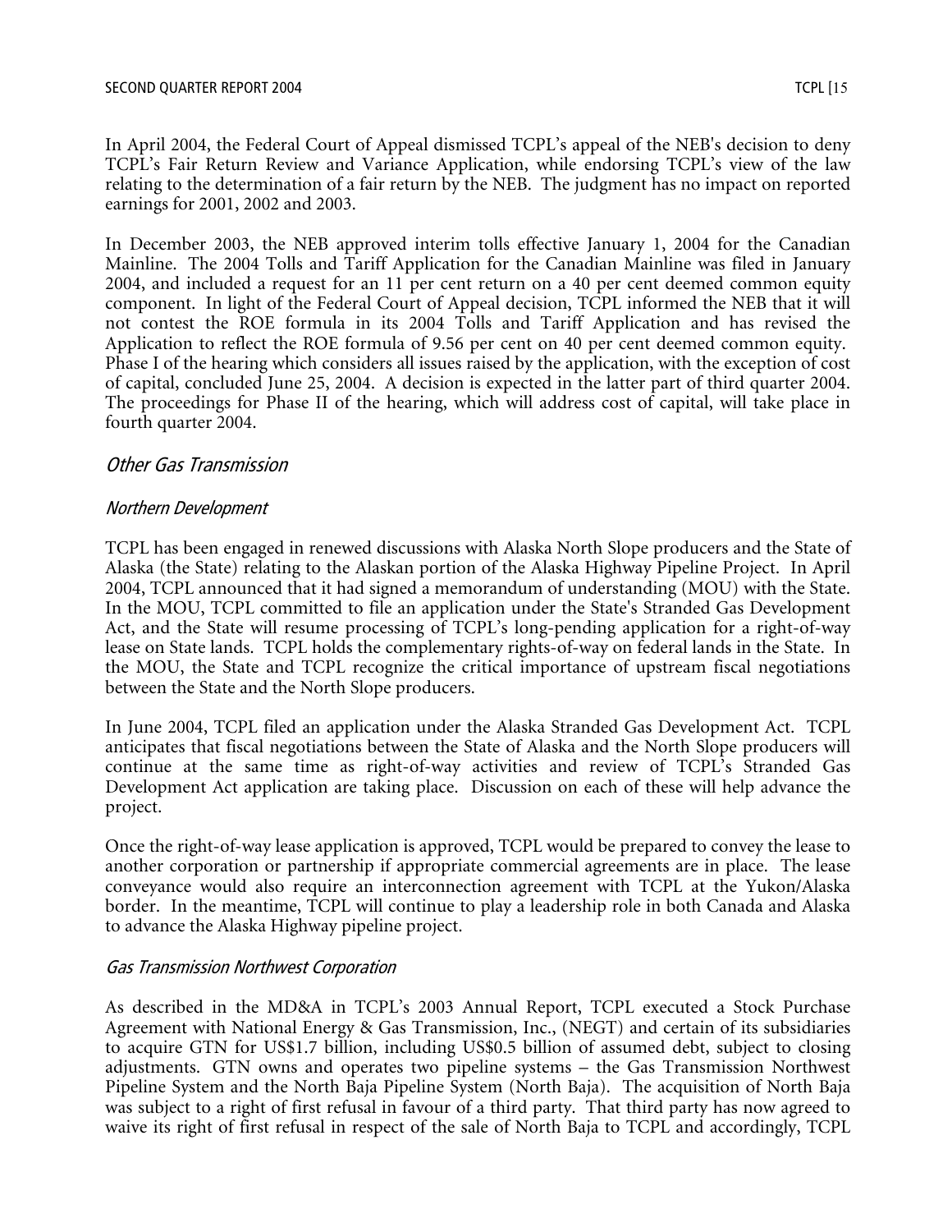In April 2004, the Federal Court of Appeal dismissed TCPL's appeal of the NEB's decision to deny TCPL's Fair Return Review and Variance Application, while endorsing TCPL's view of the law relating to the determination of a fair return by the NEB. The judgment has no impact on reported earnings for 2001, 2002 and 2003.

In December 2003, the NEB approved interim tolls effective January 1, 2004 for the Canadian Mainline. The 2004 Tolls and Tariff Application for the Canadian Mainline was filed in January 2004, and included a request for an 11 per cent return on a 40 per cent deemed common equity component. In light of the Federal Court of Appeal decision, TCPL informed the NEB that it will not contest the ROE formula in its 2004 Tolls and Tariff Application and has revised the Application to reflect the ROE formula of 9.56 per cent on 40 per cent deemed common equity. Phase I of the hearing which considers all issues raised by the application, with the exception of cost of capital, concluded June 25, 2004. A decision is expected in the latter part of third quarter 2004. The proceedings for Phase II of the hearing, which will address cost of capital, will take place in fourth quarter 2004.

## *Other Gas Transmission*

### *Northern Development*

TCPL has been engaged in renewed discussions with Alaska North Slope producers and the State of Alaska (the State) relating to the Alaskan portion of the Alaska Highway Pipeline Project. In April 2004, TCPL announced that it had signed a memorandum of understanding (MOU) with the State. In the MOU, TCPL committed to file an application under the State's Stranded Gas Development Act, and the State will resume processing of TCPL's long-pending application for a right-of-way lease on State lands. TCPL holds the complementary rights-of-way on federal lands in the State. In the MOU, the State and TCPL recognize the critical importance of upstream fiscal negotiations between the State and the North Slope producers.

In June 2004, TCPL filed an application under the Alaska Stranded Gas Development Act. TCPL anticipates that fiscal negotiations between the State of Alaska and the North Slope producers will continue at the same time as right-of-way activities and review of TCPL's Stranded Gas Development Act application are taking place. Discussion on each of these will help advance the project.

Once the right-of-way lease application is approved, TCPL would be prepared to convey the lease to another corporation or partnership if appropriate commercial agreements are in place. The lease conveyance would also require an interconnection agreement with TCPL at the Yukon/Alaska border. In the meantime, TCPL will continue to play a leadership role in both Canada and Alaska to advance the Alaska Highway pipeline project.

### *Gas Transmission Northwest Corporation*

As described in the MD&A in TCPL's 2003 Annual Report, TCPL executed a Stock Purchase Agreement with National Energy & Gas Transmission, Inc., (NEGT) and certain of its subsidiaries to acquire GTN for US$1.7 billion, including US$0.5 billion of assumed debt, subject to closing adjustments. GTN owns and operates two pipeline systems – the Gas Transmission Northwest Pipeline System and the North Baja Pipeline System (North Baja). The acquisition of North Baja was subject to a right of first refusal in favour of a third party. That third party has now agreed to waive its right of first refusal in respect of the sale of North Baja to TCPL and accordingly, TCPL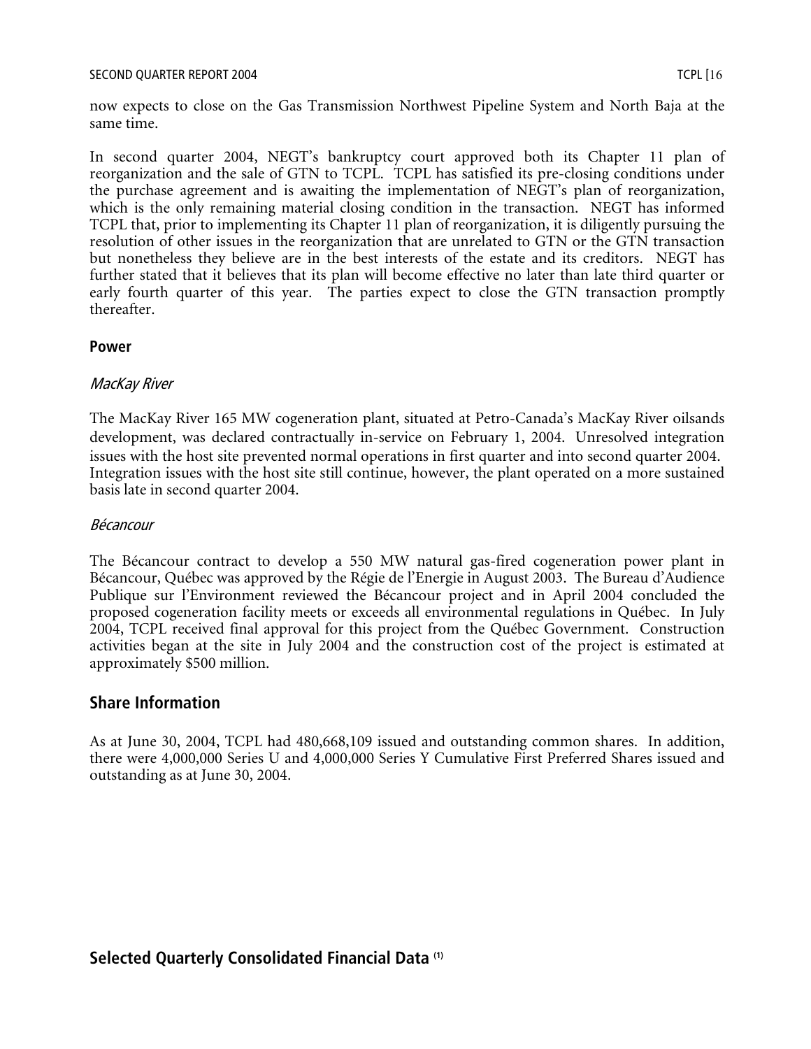now expects to close on the Gas Transmission Northwest Pipeline System and North Baja at the same time.

In second quarter 2004, NEGT's bankruptcy court approved both its Chapter 11 plan of reorganization and the sale of GTN to TCPL. TCPL has satisfied its pre-closing conditions under the purchase agreement and is awaiting the implementation of NEGT's plan of reorganization, which is the only remaining material closing condition in the transaction. NEGT has informed TCPL that, prior to implementing its Chapter 11 plan of reorganization, it is diligently pursuing the resolution of other issues in the reorganization that are unrelated to GTN or the GTN transaction but nonetheless they believe are in the best interests of the estate and its creditors. NEGT has further stated that it believes that its plan will become effective no later than late third quarter or early fourth quarter of this year. The parties expect to close the GTN transaction promptly thereafter.

### Power

*MacKay River*

The MacKay River 165 MW cogeneration plant, situated at Petro-Canada's MacKay River oilsands development, was declared contractually in-service on February 1, 2004. Unresolved integration issues with the host site prevented normal operations in first quarter and into second quarter 2004. Integration issues with the host site still continue, however, the plant operated on a more sustained basis late in second quarter 2004.

*Bécancour*

The Bécancour contract to develop a 550 MW natural gas-fired cogeneration power plant in Bécancour, Québec was approved by the Régie de l'Energie in August 2003. The Bureau d'Audience Publique sur l'Environment reviewed the Bécancour project and in April 2004 concluded the proposed cogeneration facility meets or exceeds all environmental regulations in Québec. In July 2004, TCPL received final approval for this project from the Québec Government. Construction activities began at the site in July 2004 and the construction cost of the project is estimated at approximately $500 million.

## Share Information

As at June 30, 2004, TCPL had 480,668,109 issued and outstanding common shares. In addition, there were 4,000,000 Series U and 4,000,000 Series Y Cumulative First Preferred Shares issued and outstanding as at June 30, 2004.

## Selected Quarterly Consolidated Financial Data [(1)]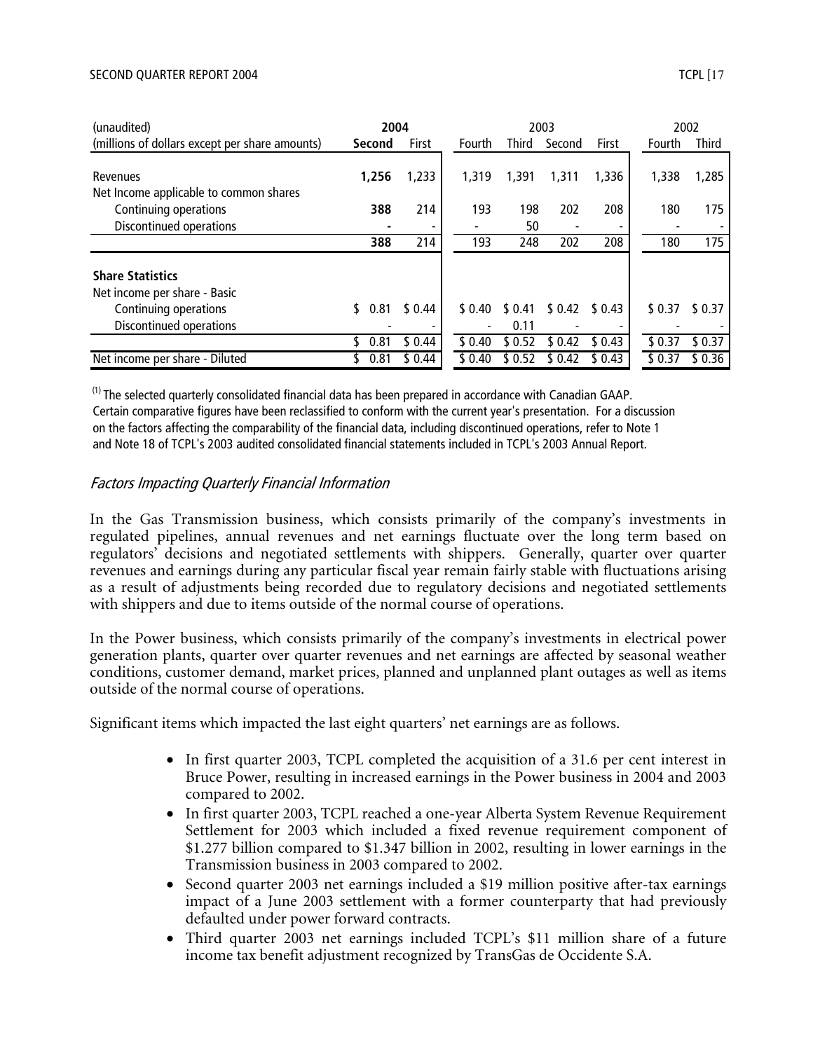| (unaudited) | 2004 | | 2003 | | | | 2002 | |
|---|---|---|---|---|---|---|---|---|
| (millions of dollars except per share amounts) | **Second** | First | Fourth | Third | Second | First | Fourth | Third |
| Revenues | **1,256** | 1,233 | 1,319 | 1,391 | 1,311 | 1,336 | 1,338 | 1,285 |
| Net Income applicable to common shares | | | | | | | | |
| Continuing operations | **388** | 214 | 193 | 198 | 202 | 208 | 180 | 175 |
| Discontinued operations | **-** | - | - | 50 | - | - | - | - |
| | **388** | 214 | 193 | 248 | 202 | 208 | 180 | 175 |
| **Share Statistics** | | | | | | | | |
| Net income per share - Basic | | | | | | | | |
| Continuing operations | $ 0.81 | $ 0.44 | $ 0.40 | $ 0.41 | $ 0.42 | $ 0.43 | $ 0.37 | $ 0.37 |
| Discontinued operations | - | - | - | 0.11 | - | - | - | - |
| | $ 0.81 | $ 0.44 | $ 0.40 | $ 0.52 | $ 0.42 | $ 0.43 | $ 0.37 | $ 0.37 |
| Net income per share - Diluted | $ 0.81 | $ 0.44 | $ 0.40 | $ 0.52 | $ 0.42 | $ 0.43 | $ 0.37 | $ 0.36 |

(1) The selected quarterly consolidated financial data has been prepared in accordance with Canadian GAAP. Certain comparative figures have been reclassified to conform with the current year's presentation. For a discussion on the factors affecting the comparability of the financial data, including discontinued operations, refer to Note 1 and Note 18 of TCPL's 2003 audited consolidated financial statements included in TCPL's 2003 Annual Report.

*Factors Impacting Quarterly Financial Information*

In the Gas Transmission business, which consists primarily of the company's investments in regulated pipelines, annual revenues and net earnings fluctuate over the long term based on regulators' decisions and negotiated settlements with shippers. Generally, quarter over quarter revenues and earnings during any particular fiscal year remain fairly stable with fluctuations arising as a result of adjustments being recorded due to regulatory decisions and negotiated settlements with shippers and due to items outside of the normal course of operations.

In the Power business, which consists primarily of the company's investments in electrical power generation plants, quarter over quarter revenues and net earnings are affected by seasonal weather conditions, customer demand, market prices, planned and unplanned plant outages as well as items outside of the normal course of operations.

Significant items which impacted the last eight quarters' net earnings are as follows.

- In first quarter 2003, TCPL completed the acquisition of a 31.6 per cent interest in Bruce Power, resulting in increased earnings in the Power business in 2004 and 2003 compared to 2002.
- In first quarter 2003, TCPL reached a one-year Alberta System Revenue Requirement Settlement for 2003 which included a fixed revenue requirement component of \$1.277 billion compared to \$1.347 billion in 2002, resulting in lower earnings in the Transmission business in 2003 compared to 2002.
- Second quarter 2003 net earnings included a \$19 million positive after-tax earnings impact of a June 2003 settlement with a former counterparty that had previously defaulted under power forward contracts.
- Third quarter 2003 net earnings included TCPL's \$11 million share of a future income tax benefit adjustment recognized by TransGas de Occidente S.A.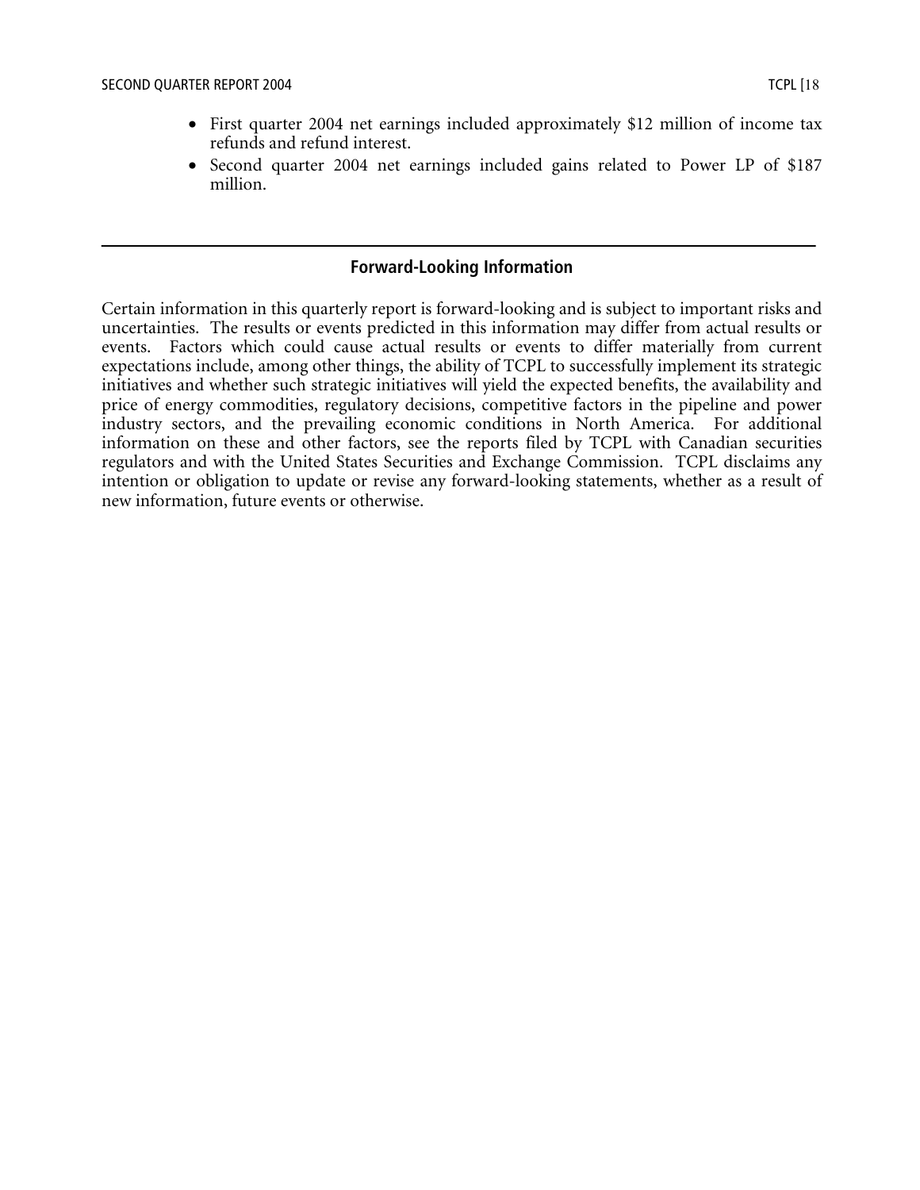- First quarter 2004 net earnings included approximately $12 million of income tax refunds and refund interest.
- Second quarter 2004 net earnings included gains related to Power LP of $187 million.

---

## Forward-Looking Information

Certain information in this quarterly report is forward-looking and is subject to important risks and uncertainties. The results or events predicted in this information may differ from actual results or events. Factors which could cause actual results or events to differ materially from current expectations include, among other things, the ability of TCPL to successfully implement its strategic initiatives and whether such strategic initiatives will yield the expected benefits, the availability and price of energy commodities, regulatory decisions, competitive factors in the pipeline and power industry sectors, and the prevailing economic conditions in North America. For additional information on these and other factors, see the reports filed by TCPL with Canadian securities regulators and with the United States Securities and Exchange Commission. TCPL disclaims any intention or obligation to update or revise any forward-looking statements, whether as a result of new information, future events or otherwise.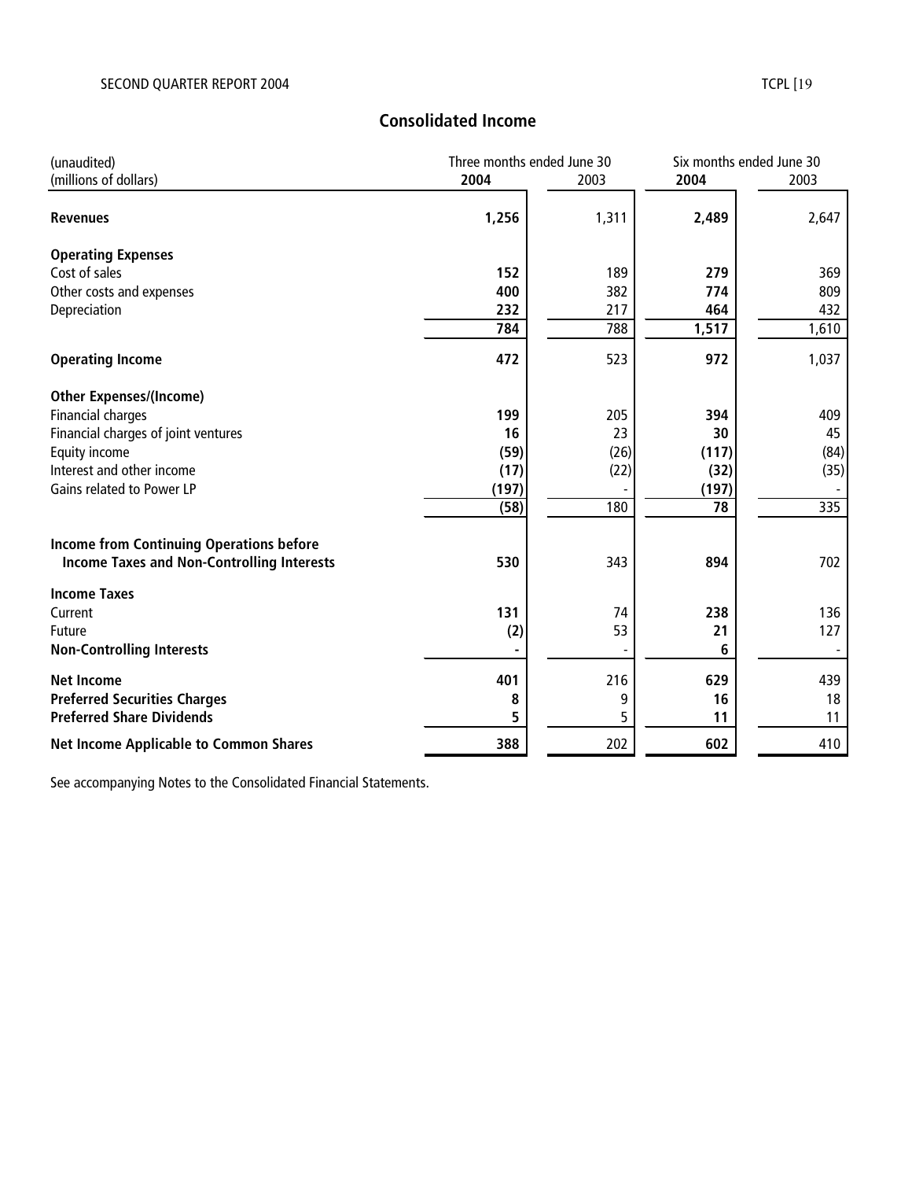## Consolidated Income

| (unaudited)<br>(millions of dollars) | Three months ended June 30 | | Six months ended June 30 | |
|---|---|---|---|---|
| | **2004** | 2003 | **2004** | 2003 |
| **Revenues** | **1,256** | 1,311 | **2,489** | 2,647 |
| **Operating Expenses** | | | | |
| Cost of sales | **152** | 189 | **279** | 369 |
| Other costs and expenses | **400** | 382 | **774** | 809 |
| Depreciation | **232** | 217 | **464** | 432 |
| | **784** | 788 | **1,517** | 1,610 |
| **Operating Income** | **472** | 523 | **972** | 1,037 |
| **Other Expenses/(Income)** | | | | |
| Financial charges | **199** | 205 | **394** | 409 |
| Financial charges of joint ventures | **16** | 23 | **30** | 45 |
| Equity income | **(59)** | (26) | **(117)** | (84) |
| Interest and other income | **(17)** | (22) | **(32)** | (35) |
| Gains related to Power LP | **(197)** | - | **(197)** | - |
| | **(58)** | 180 | **78** | 335 |
| **Income from Continuing Operations before Income Taxes and Non-Controlling Interests** | **530** | 343 | **894** | 702 |
| **Income Taxes** | | | | |
| Current | **131** | 74 | **238** | 136 |
| Future | **(2)** | 53 | **21** | 127 |
| **Non-Controlling Interests** | **-** | - | **6** | - |
| **Net Income** | **401** | 216 | **629** | 439 |
| **Preferred Securities Charges** | **8** | 9 | **16** | 18 |
| **Preferred Share Dividends** | **5** | 5 | **11** | 11 |
| **Net Income Applicable to Common Shares** | **388** | 202 | **602** | 410 |

See accompanying Notes to the Consolidated Financial Statements.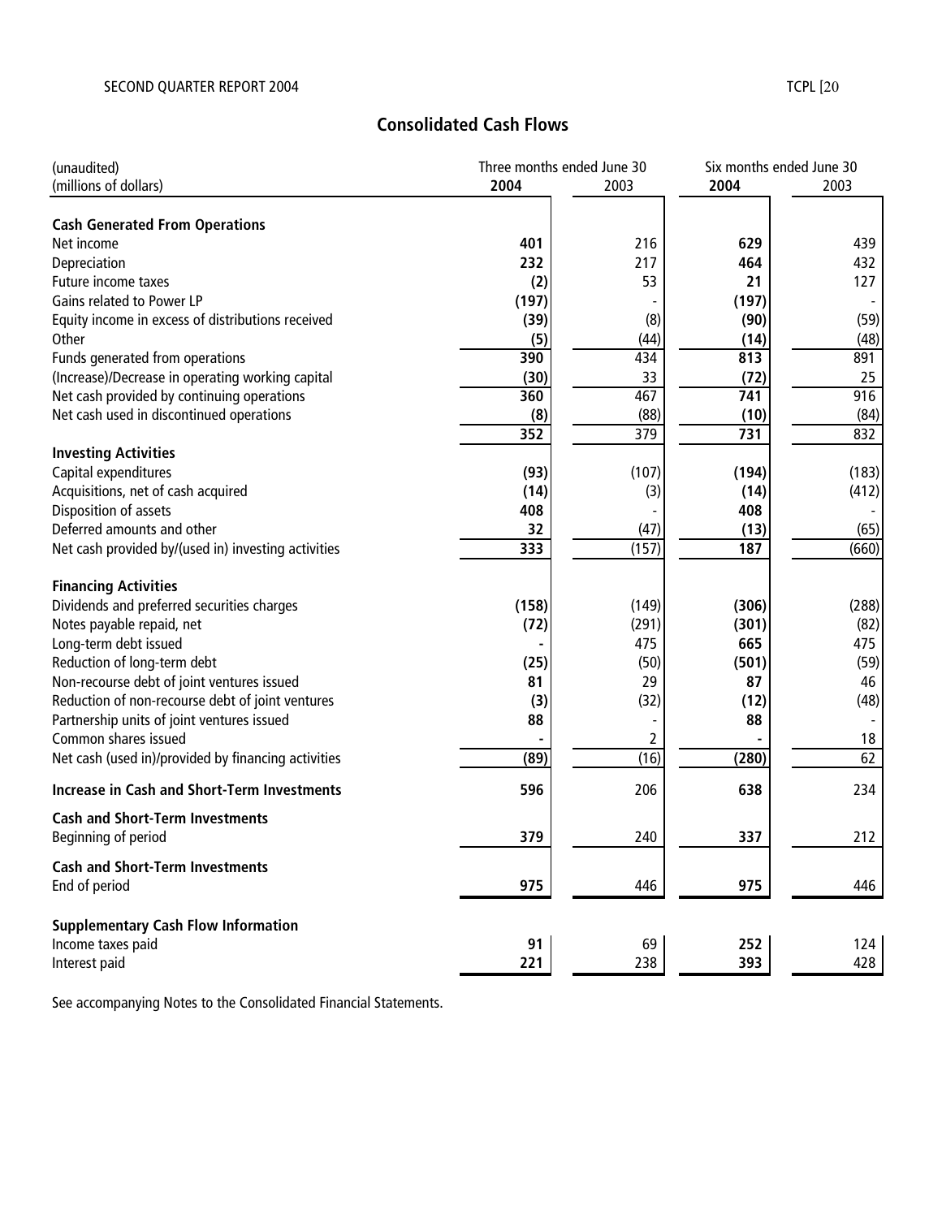## Consolidated Cash Flows

| (unaudited)<br>(millions of dollars) | Three months ended June 30 | | Six months ended June 30 | |
|---|---|---|---|---|
| | **2004** | 2003 | **2004** | 2003 |
| **Cash Generated From Operations** | | | | |
| Net income | **401** | 216 | **629** | 439 |
| Depreciation | **232** | 217 | **464** | 432 |
| Future income taxes | **(2)** | 53 | **21** | 127 |
| Gains related to Power LP | **(197)** | - | **(197)** | - |
| Equity income in excess of distributions received | **(39)** | (8) | **(90)** | (59) |
| Other | **(5)** | (44) | **(14)** | (48) |
| Funds generated from operations | **390** | 434 | **813** | 891 |
| (Increase)/Decrease in operating working capital | **(30)** | 33 | **(72)** | 25 |
| Net cash provided by continuing operations | **360** | 467 | **741** | 916 |
| Net cash used in discontinued operations | **(8)** | (88) | **(10)** | (84) |
| | **352** | 379 | **731** | 832 |
| **Investing Activities** | | | | |
| Capital expenditures | **(93)** | (107) | **(194)** | (183) |
| Acquisitions, net of cash acquired | **(14)** | (3) | **(14)** | (412) |
| Disposition of assets | **408** | - | **408** | - |
| Deferred amounts and other | **32** | (47) | **(13)** | (65) |
| Net cash provided by/(used in) investing activities | **333** | (157) | **187** | (660) |
| **Financing Activities** | | | | |
| Dividends and preferred securities charges | **(158)** | (149) | **(306)** | (288) |
| Notes payable repaid, net | **(72)** | (291) | **(301)** | (82) |
| Long-term debt issued | **-** | 475 | **665** | 475 |
| Reduction of long-term debt | **(25)** | (50) | **(501)** | (59) |
| Non-recourse debt of joint ventures issued | **81** | 29 | **87** | 46 |
| Reduction of non-recourse debt of joint ventures | **(3)** | (32) | **(12)** | (48) |
| Partnership units of joint ventures issued | **88** | - | **88** | - |
| Common shares issued | **-** | 2 | **-** | 18 |
| Net cash (used in)/provided by financing activities | **(89)** | (16) | **(280)** | 62 |
| **Increase in Cash and Short-Term Investments** | **596** | 206 | **638** | 234 |
| **Cash and Short-Term Investments**<br>Beginning of period | **379** | 240 | **337** | 212 |
| **Cash and Short-Term Investments**<br>End of period | **975** | 446 | **975** | 446 |
| **Supplementary Cash Flow Information** | | | | |
| Income taxes paid | **91** | 69 | **252** | 124 |
| Interest paid | **221** | 238 | **393** | 428 |

See accompanying Notes to the Consolidated Financial Statements.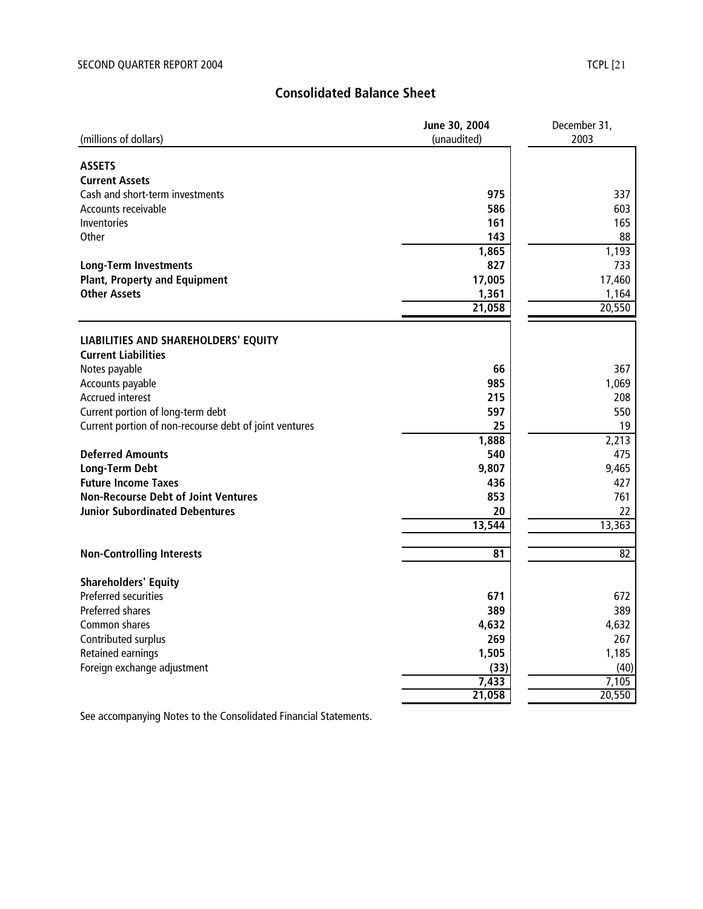# Consolidated Balance Sheet

| (millions of dollars) | June 30, 2004 (unaudited) | December 31, 2003 |
|---|---|---|
| **ASSETS** | | |
| **Current Assets** | | |
| Cash and short-term investments | **975** | 337 |
| Accounts receivable | **586** | 603 |
| Inventories | **161** | 165 |
| Other | **143** | 88 |
| | **1,865** | 1,193 |
| **Long-Term Investments** | **827** | 733 |
| **Plant, Property and Equipment** | **17,005** | 17,460 |
| **Other Assets** | **1,361** | 1,164 |
| | **21,058** | 20,550 |
| **LIABILITIES AND SHAREHOLDERS' EQUITY** | | |
| **Current Liabilities** | | |
| Notes payable | **66** | 367 |
| Accounts payable | **985** | 1,069 |
| Accrued interest | **215** | 208 |
| Current portion of long-term debt | **597** | 550 |
| Current portion of non-recourse debt of joint ventures | **25** | 19 |
| | **1,888** | 2,213 |
| **Deferred Amounts** | **540** | 475 |
| **Long-Term Debt** | **9,807** | 9,465 |
| **Future Income Taxes** | **436** | 427 |
| **Non-Recourse Debt of Joint Ventures** | **853** | 761 |
| **Junior Subordinated Debentures** | **20** | 22 |
| | **13,544** | 13,363 |
| **Non-Controlling Interests** | **81** | 82 |
| **Shareholders' Equity** | | |
| Preferred securities | **671** | 672 |
| Preferred shares | **389** | 389 |
| Common shares | **4,632** | 4,632 |
| Contributed surplus | **269** | 267 |
| Retained earnings | **1,505** | 1,185 |
| Foreign exchange adjustment | **(33)** | (40) |
| | **7,433** | 7,105 |
| | **21,058** | 20,550 |

See accompanying Notes to the Consolidated Financial Statements.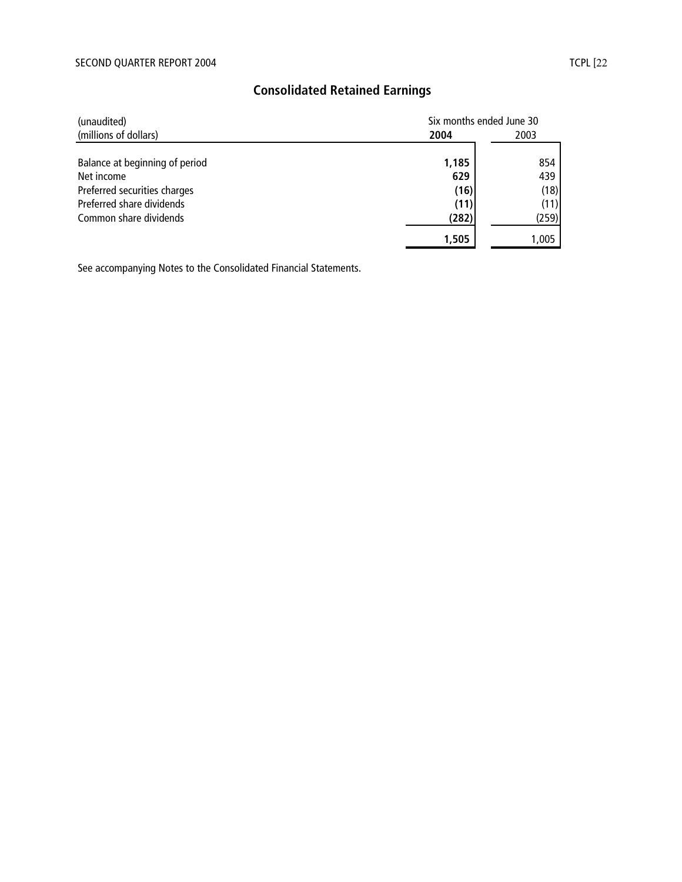## Consolidated Retained Earnings

| (unaudited) (millions of dollars) | Six months ended June 30 | |
|---|---|---|
| | **2004** | 2003 |
| Balance at beginning of period | **1,185** | 854 |
| Net income | **629** | 439 |
| Preferred securities charges | **(16)** | (18) |
| Preferred share dividends | **(11)** | (11) |
| Common share dividends | **(282)** | (259) |
| | **1,505** | 1,005 |

See accompanying Notes to the Consolidated Financial Statements.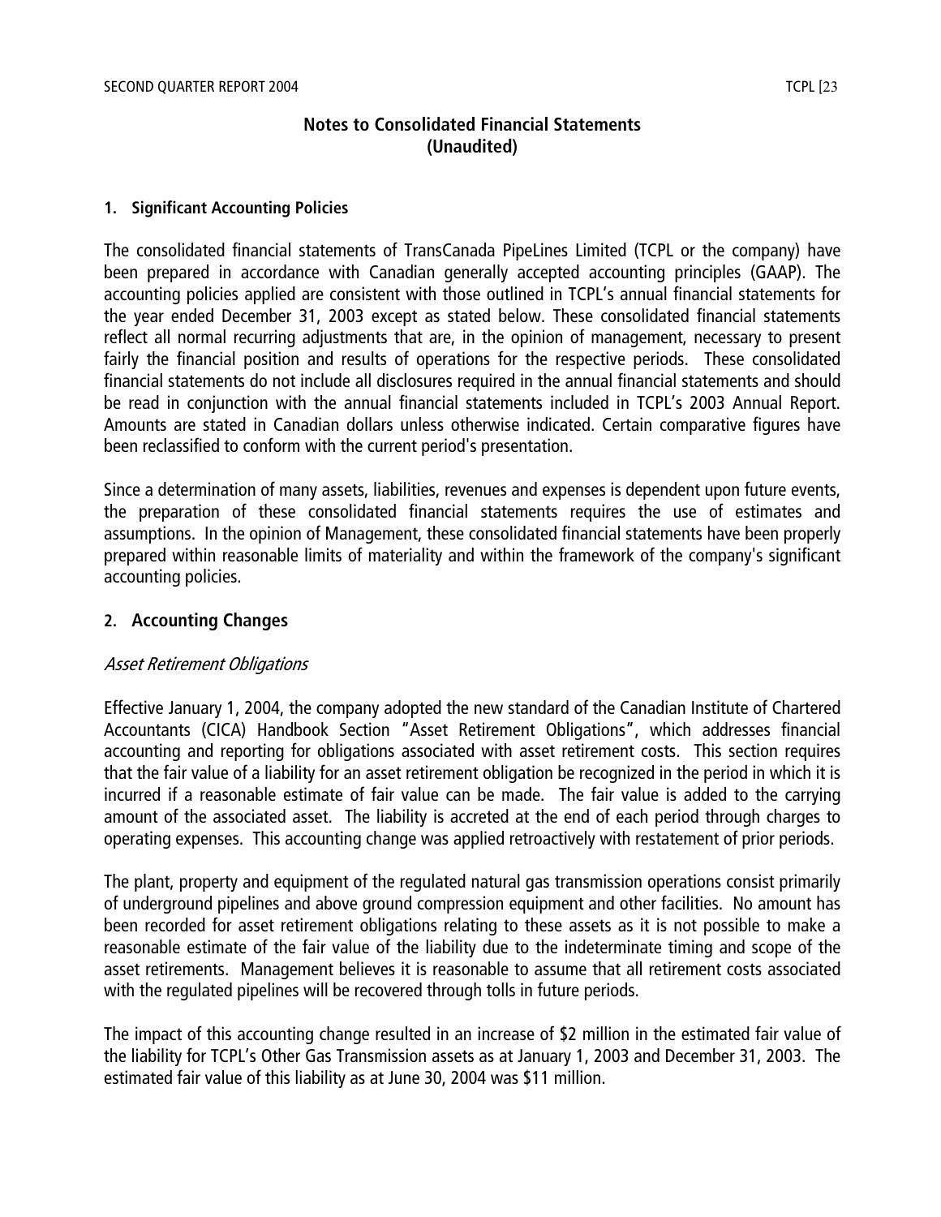# Notes to Consolidated Financial Statements
# (Unaudited)

## 1. Significant Accounting Policies

The consolidated financial statements of TransCanada PipeLines Limited (TCPL or the company) have been prepared in accordance with Canadian generally accepted accounting principles (GAAP). The accounting policies applied are consistent with those outlined in TCPL's annual financial statements for the year ended December 31, 2003 except as stated below. These consolidated financial statements reflect all normal recurring adjustments that are, in the opinion of management, necessary to present fairly the financial position and results of operations for the respective periods. These consolidated financial statements do not include all disclosures required in the annual financial statements and should be read in conjunction with the annual financial statements included in TCPL's 2003 Annual Report. Amounts are stated in Canadian dollars unless otherwise indicated. Certain comparative figures have been reclassified to conform with the current period's presentation.

Since a determination of many assets, liabilities, revenues and expenses is dependent upon future events, the preparation of these consolidated financial statements requires the use of estimates and assumptions. In the opinion of Management, these consolidated financial statements have been properly prepared within reasonable limits of materiality and within the framework of the company's significant accounting policies.

## 2. Accounting Changes

*Asset Retirement Obligations*

Effective January 1, 2004, the company adopted the new standard of the Canadian Institute of Chartered Accountants (CICA) Handbook Section "Asset Retirement Obligations", which addresses financial accounting and reporting for obligations associated with asset retirement costs. This section requires that the fair value of a liability for an asset retirement obligation be recognized in the period in which it is incurred if a reasonable estimate of fair value can be made. The fair value is added to the carrying amount of the associated asset. The liability is accreted at the end of each period through charges to operating expenses. This accounting change was applied retroactively with restatement of prior periods.

The plant, property and equipment of the regulated natural gas transmission operations consist primarily of underground pipelines and above ground compression equipment and other facilities. No amount has been recorded for asset retirement obligations relating to these assets as it is not possible to make a reasonable estimate of the fair value of the liability due to the indeterminate timing and scope of the asset retirements. Management believes it is reasonable to assume that all retirement costs associated with the regulated pipelines will be recovered through tolls in future periods.

The impact of this accounting change resulted in an increase of $2 million in the estimated fair value of the liability for TCPL's Other Gas Transmission assets as at January 1, 2003 and December 31, 2003. The estimated fair value of this liability as at June 30, 2004 was $11 million.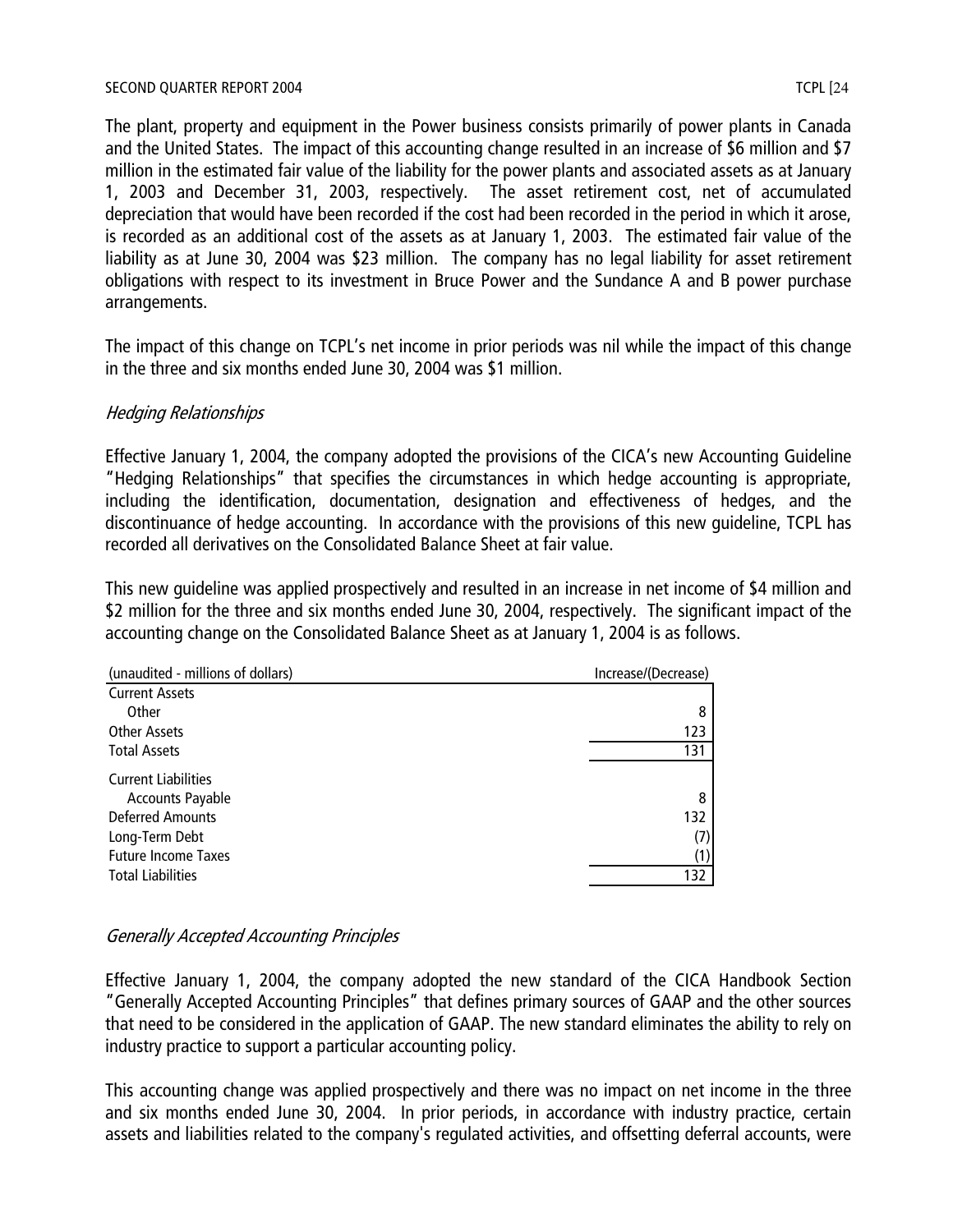The plant, property and equipment in the Power business consists primarily of power plants in Canada and the United States. The impact of this accounting change resulted in an increase of $6 million and $7 million in the estimated fair value of the liability for the power plants and associated assets as at January 1, 2003 and December 31, 2003, respectively. The asset retirement cost, net of accumulated depreciation that would have been recorded if the cost had been recorded in the period in which it arose, is recorded as an additional cost of the assets as at January 1, 2003. The estimated fair value of the liability as at June 30, 2004 was $23 million. The company has no legal liability for asset retirement obligations with respect to its investment in Bruce Power and the Sundance A and B power purchase arrangements.

The impact of this change on TCPL's net income in prior periods was nil while the impact of this change in the three and six months ended June 30, 2004 was $1 million.

*Hedging Relationships*

Effective January 1, 2004, the company adopted the provisions of the CICA's new Accounting Guideline "Hedging Relationships" that specifies the circumstances in which hedge accounting is appropriate, including the identification, documentation, designation and effectiveness of hedges, and the discontinuance of hedge accounting. In accordance with the provisions of this new guideline, TCPL has recorded all derivatives on the Consolidated Balance Sheet at fair value.

This new guideline was applied prospectively and resulted in an increase in net income of $4 million and $2 million for the three and six months ended June 30, 2004, respectively. The significant impact of the accounting change on the Consolidated Balance Sheet as at January 1, 2004 is as follows.

| (unaudited - millions of dollars) | Increase/(Decrease) |
|---|---|
| Current Assets | |
| Other | 8 |
| Other Assets | 123 |
| Total Assets | 131 |
| Current Liabilities | |
| Accounts Payable | 8 |
| Deferred Amounts | 132 |
| Long-Term Debt | (7) |
| Future Income Taxes | (1) |
| Total Liabilities | 132 |

*Generally Accepted Accounting Principles*

Effective January 1, 2004, the company adopted the new standard of the CICA Handbook Section "Generally Accepted Accounting Principles" that defines primary sources of GAAP and the other sources that need to be considered in the application of GAAP. The new standard eliminates the ability to rely on industry practice to support a particular accounting policy.

This accounting change was applied prospectively and there was no impact on net income in the three and six months ended June 30, 2004. In prior periods, in accordance with industry practice, certain assets and liabilities related to the company's regulated activities, and offsetting deferral accounts, were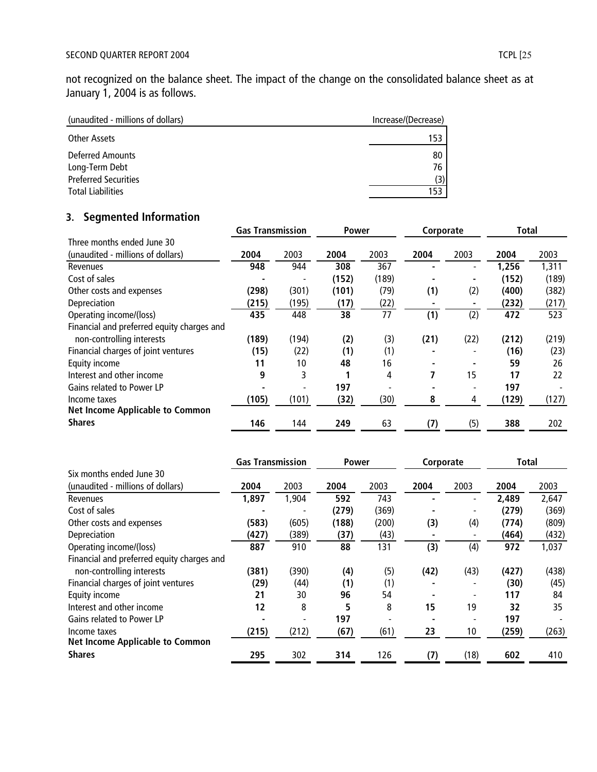not recognized on the balance sheet. The impact of the change on the consolidated balance sheet as at January 1, 2004 is as follows.

| (unaudited - millions of dollars) | Increase/(Decrease) |
|---|---|
| Other Assets | 153 |
| Deferred Amounts | 80 |
| Long-Term Debt | 76 |
| Preferred Securities | (3) |
| Total Liabilities | 153 |

## 3. Segmented Information

| Three months ended June 30 (unaudited - millions of dollars) | Gas Transmission | | Power | | Corporate | | Total | |
|---|---|---|---|---|---|---|---|---|
| | **2004** | 2003 | **2004** | 2003 | **2004** | 2003 | **2004** | 2003 |
| Revenues | **948** | 944 | **308** | 367 | **-** | - | **1,256** | 1,311 |
| Cost of sales | **-** | - | **(152)** | (189) | **-** | - | **(152)** | (189) |
| Other costs and expenses | **(298)** | (301) | **(101)** | (79) | **(1)** | (2) | **(400)** | (382) |
| Depreciation | **(215)** | (195) | **(17)** | (22) | **-** | - | **(232)** | (217) |
| Operating income/(loss) | **435** | 448 | **38** | 77 | **(1)** | (2) | **472** | 523 |
| Financial and preferred equity charges and non-controlling interests | **(189)** | (194) | **(2)** | (3) | **(21)** | (22) | **(212)** | (219) |
| Financial charges of joint ventures | **(15)** | (22) | **(1)** | (1) | **-** | - | **(16)** | (23) |
| Equity income | **11** | 10 | **48** | 16 | **-** | - | **59** | 26 |
| Interest and other income | **9** | 3 | **1** | 4 | **7** | 15 | **17** | 22 |
| Gains related to Power LP | **-** | - | **197** | - | **-** | - | **197** | - |
| Income taxes | **(105)** | (101) | **(32)** | (30) | **8** | 4 | **(129)** | (127) |
| **Net Income Applicable to Common Shares** | **146** | 144 | **249** | 63 | **(7)** | (5) | **388** | 202 |

| Six months ended June 30 (unaudited - millions of dollars) | Gas Transmission | | Power | | Corporate | | Total | |
|---|---|---|---|---|---|---|---|---|
| | **2004** | 2003 | **2004** | 2003 | **2004** | 2003 | **2004** | 2003 |
| Revenues | **1,897** | 1,904 | **592** | 743 | **-** | - | **2,489** | 2,647 |
| Cost of sales | **-** | - | **(279)** | (369) | **-** | - | **(279)** | (369) |
| Other costs and expenses | **(583)** | (605) | **(188)** | (200) | **(3)** | (4) | **(774)** | (809) |
| Depreciation | **(427)** | (389) | **(37)** | (43) | **-** | - | **(464)** | (432) |
| Operating income/(loss) | **887** | 910 | **88** | 131 | **(3)** | (4) | **972** | 1,037 |
| Financial and preferred equity charges and non-controlling interests | **(381)** | (390) | **(4)** | (5) | **(42)** | (43) | **(427)** | (438) |
| Financial charges of joint ventures | **(29)** | (44) | **(1)** | (1) | **-** | - | **(30)** | (45) |
| Equity income | **21** | 30 | **96** | 54 | **-** | - | **117** | 84 |
| Interest and other income | **12** | 8 | **5** | 8 | **15** | 19 | **32** | 35 |
| Gains related to Power LP | **-** | - | **197** | - | **-** | - | **197** | - |
| Income taxes | **(215)** | (212) | **(67)** | (61) | **23** | 10 | **(259)** | (263) |
| **Net Income Applicable to Common Shares** | **295** | 302 | **314** | 126 | **(7)** | (18) | **602** | 410 |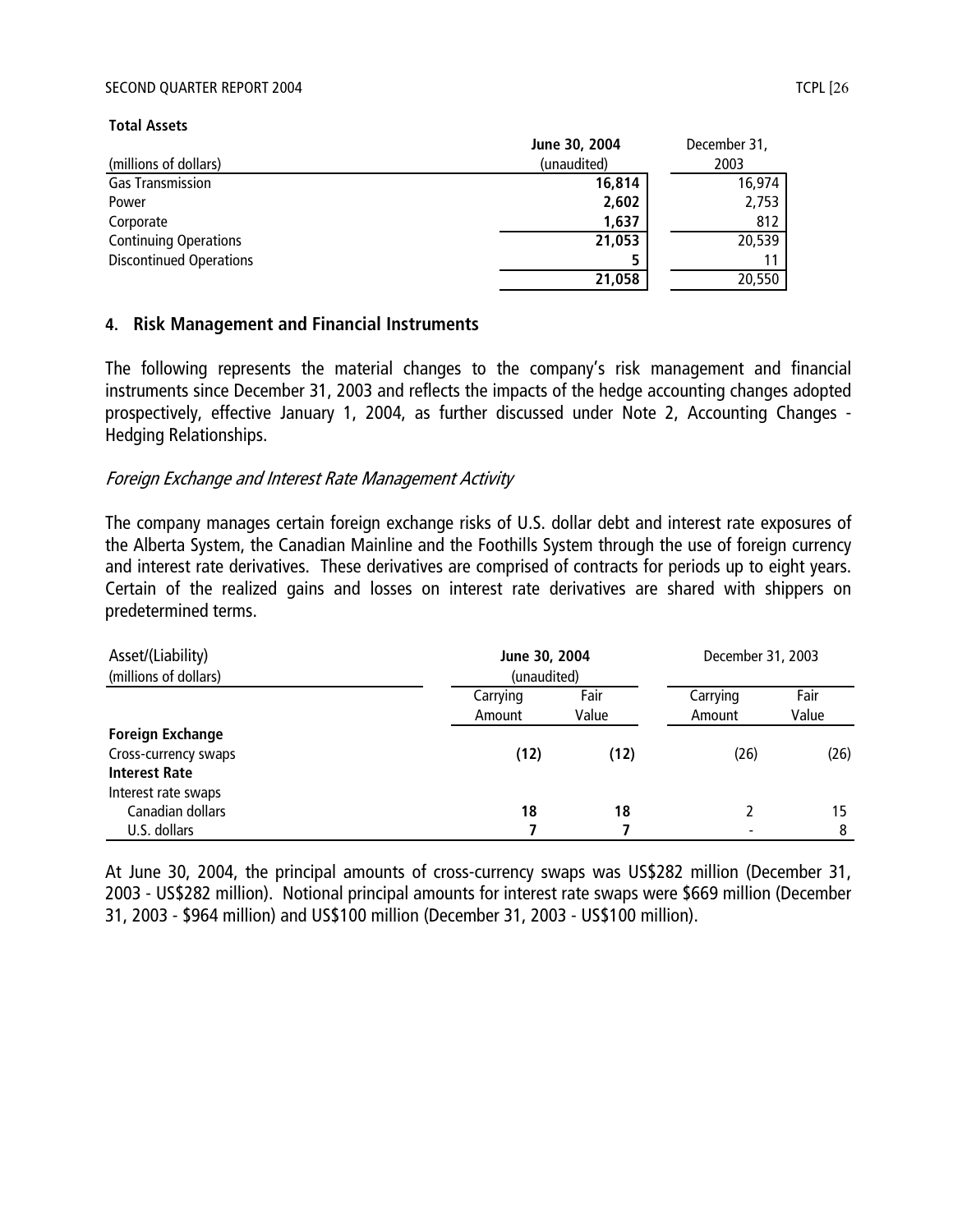**Total Assets**

| (millions of dollars) | **June 30, 2004** (unaudited) | December 31, 2003 |
|---|---|---|
| Gas Transmission | **16,814** | 16,974 |
| Power | **2,602** | 2,753 |
| Corporate | **1,637** | 812 |
| Continuing Operations | **21,053** | 20,539 |
| Discontinued Operations | **5** | 11 |
| | **21,058** | 20,550 |

## 4. Risk Management and Financial Instruments

The following represents the material changes to the company's risk management and financial instruments since December 31, 2003 and reflects the impacts of the hedge accounting changes adopted prospectively, effective January 1, 2004, as further discussed under Note 2, Accounting Changes - Hedging Relationships.

*Foreign Exchange and Interest Rate Management Activity*

The company manages certain foreign exchange risks of U.S. dollar debt and interest rate exposures of the Alberta System, the Canadian Mainline and the Foothills System through the use of foreign currency and interest rate derivatives. These derivatives are comprised of contracts for periods up to eight years. Certain of the realized gains and losses on interest rate derivatives are shared with shippers on predetermined terms.

| Asset/(Liability) (millions of dollars) | **June 30, 2004** (unaudited) | | December 31, 2003 | |
|---|---|---|---|---|
| | Carrying Amount | Fair Value | Carrying Amount | Fair Value |
| **Foreign Exchange** | | | | |
| Cross-currency swaps | **(12)** | **(12)** | (26) | (26) |
| **Interest Rate** | | | | |
| Interest rate swaps | | | | |
| Canadian dollars | **18** | **18** | 2 | 15 |
| U.S. dollars | **7** | **7** | - | 8 |

At June 30, 2004, the principal amounts of cross-currency swaps was US$282 million (December 31, 2003 - US$282 million). Notional principal amounts for interest rate swaps were $669 million (December 31, 2003 - $964 million) and US$100 million (December 31, 2003 - US$100 million).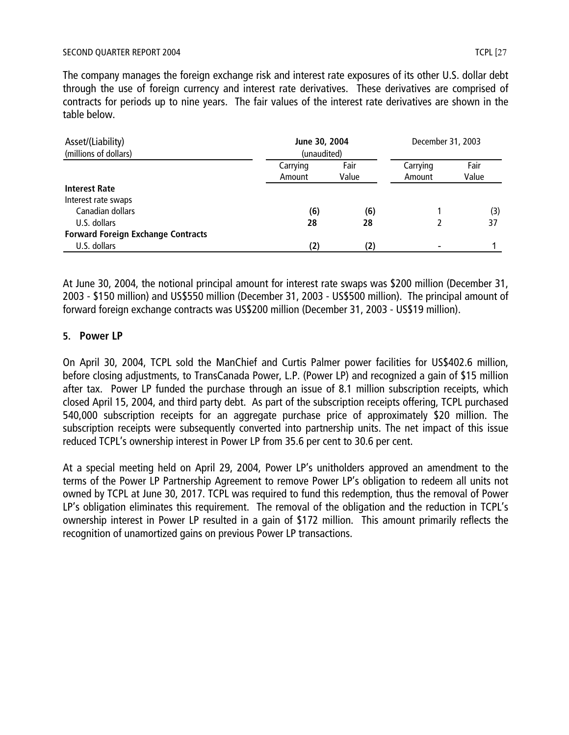The company manages the foreign exchange risk and interest rate exposures of its other U.S. dollar debt through the use of foreign currency and interest rate derivatives. These derivatives are comprised of contracts for periods up to nine years. The fair values of the interest rate derivatives are shown in the table below.

| Asset/(Liability)<br>(millions of dollars) | **June 30, 2004**<br>(unaudited) | | December 31, 2003 | |
|---|---|---|---|---|
| | Carrying Amount | Fair Value | Carrying Amount | Fair Value |
| **Interest Rate** | | | | |
| Interest rate swaps | | | | |
| Canadian dollars | **(6)** | **(6)** | 1 | (3) |
| U.S. dollars | **28** | **28** | 2 | 37 |
| **Forward Foreign Exchange Contracts** | | | | |
| U.S. dollars | **(2)** | **(2)** | - | 1 |

At June 30, 2004, the notional principal amount for interest rate swaps was $200 million (December 31, 2003 - $150 million) and US$550 million (December 31, 2003 - US$500 million). The principal amount of forward foreign exchange contracts was US$200 million (December 31, 2003 - US$19 million).

## 5. Power LP

On April 30, 2004, TCPL sold the ManChief and Curtis Palmer power facilities for US$402.6 million, before closing adjustments, to TransCanada Power, L.P. (Power LP) and recognized a gain of $15 million after tax. Power LP funded the purchase through an issue of 8.1 million subscription receipts, which closed April 15, 2004, and third party debt. As part of the subscription receipts offering, TCPL purchased 540,000 subscription receipts for an aggregate purchase price of approximately $20 million. The subscription receipts were subsequently converted into partnership units. The net impact of this issue reduced TCPL's ownership interest in Power LP from 35.6 per cent to 30.6 per cent.

At a special meeting held on April 29, 2004, Power LP's unitholders approved an amendment to the terms of the Power LP Partnership Agreement to remove Power LP's obligation to redeem all units not owned by TCPL at June 30, 2017. TCPL was required to fund this redemption, thus the removal of Power LP's obligation eliminates this requirement. The removal of the obligation and the reduction in TCPL's ownership interest in Power LP resulted in a gain of $172 million. This amount primarily reflects the recognition of unamortized gains on previous Power LP transactions.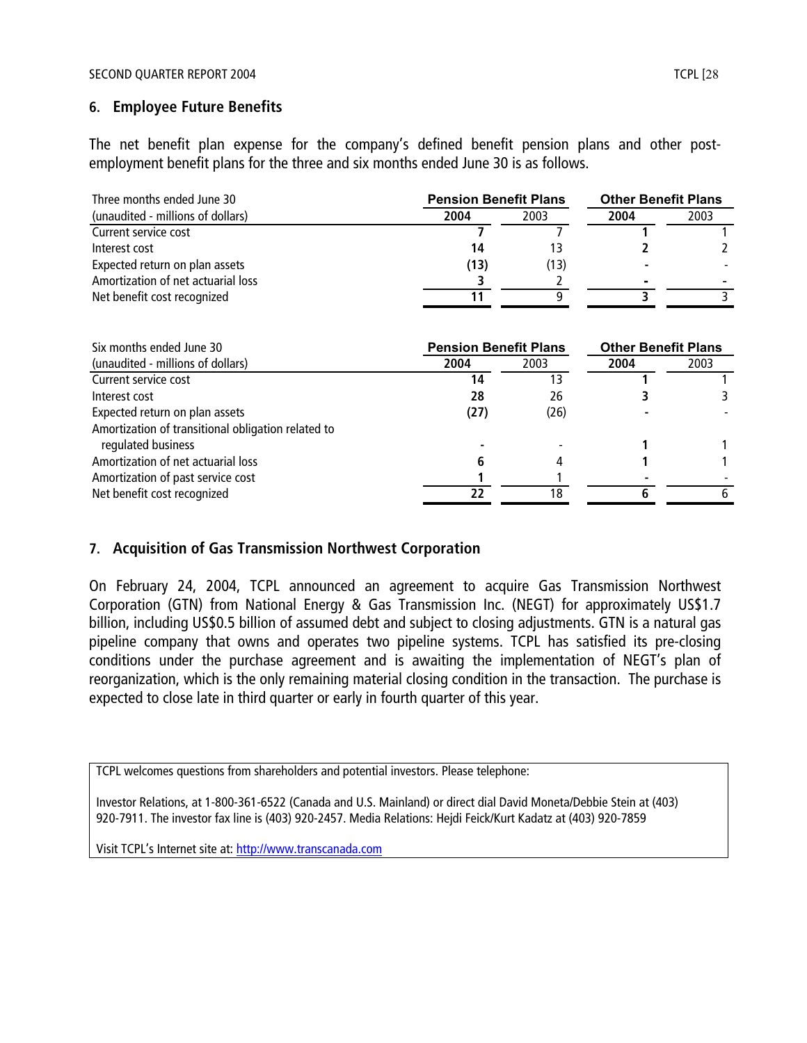## 6. Employee Future Benefits

The net benefit plan expense for the company's defined benefit pension plans and other post-employment benefit plans for the three and six months ended June 30 is as follows.

| Three months ended June 30 | Pension Benefit Plans | | Other Benefit Plans | |
|---|---|---|---|---|
| (unaudited - millions of dollars) | **2004** | 2003 | **2004** | 2003 |
| Current service cost | **7** | 7 | **1** | 1 |
| Interest cost | **14** | 13 | **2** | 2 |
| Expected return on plan assets | **(13)** | (13) | **-** | - |
| Amortization of net actuarial loss | **3** | 2 | **-** | - |
| Net benefit cost recognized | **11** | 9 | **3** | 3 |

| Six months ended June 30 | Pension Benefit Plans | | Other Benefit Plans | |
|---|---|---|---|---|
| (unaudited - millions of dollars) | **2004** | 2003 | **2004** | 2003 |
| Current service cost | **14** | 13 | **1** | 1 |
| Interest cost | **28** | 26 | **3** | 3 |
| Expected return on plan assets | **(27)** | (26) | **-** | - |
| Amortization of transitional obligation related to regulated business | **-** | - | **1** | 1 |
| Amortization of net actuarial loss | **6** | 4 | **1** | 1 |
| Amortization of past service cost | **1** | 1 | **-** | - |
| Net benefit cost recognized | **22** | 18 | **6** | 6 |

## 7. Acquisition of Gas Transmission Northwest Corporation

On February 24, 2004, TCPL announced an agreement to acquire Gas Transmission Northwest Corporation (GTN) from National Energy & Gas Transmission Inc. (NEGT) for approximately US$1.7 billion, including US$0.5 billion of assumed debt and subject to closing adjustments. GTN is a natural gas pipeline company that owns and operates two pipeline systems. TCPL has satisfied its pre-closing conditions under the purchase agreement and is awaiting the implementation of NEGT's plan of reorganization, which is the only remaining material closing condition in the transaction. The purchase is expected to close late in third quarter or early in fourth quarter of this year.

TCPL welcomes questions from shareholders and potential investors. Please telephone:

Investor Relations, at 1-800-361-6522 (Canada and U.S. Mainland) or direct dial David Moneta/Debbie Stein at (403) 920-7911. The investor fax line is (403) 920-2457. Media Relations: Hejdi Feick/Kurt Kadatz at (403) 920-7859

Visit TCPL's Internet site at: http://www.transcanada.com